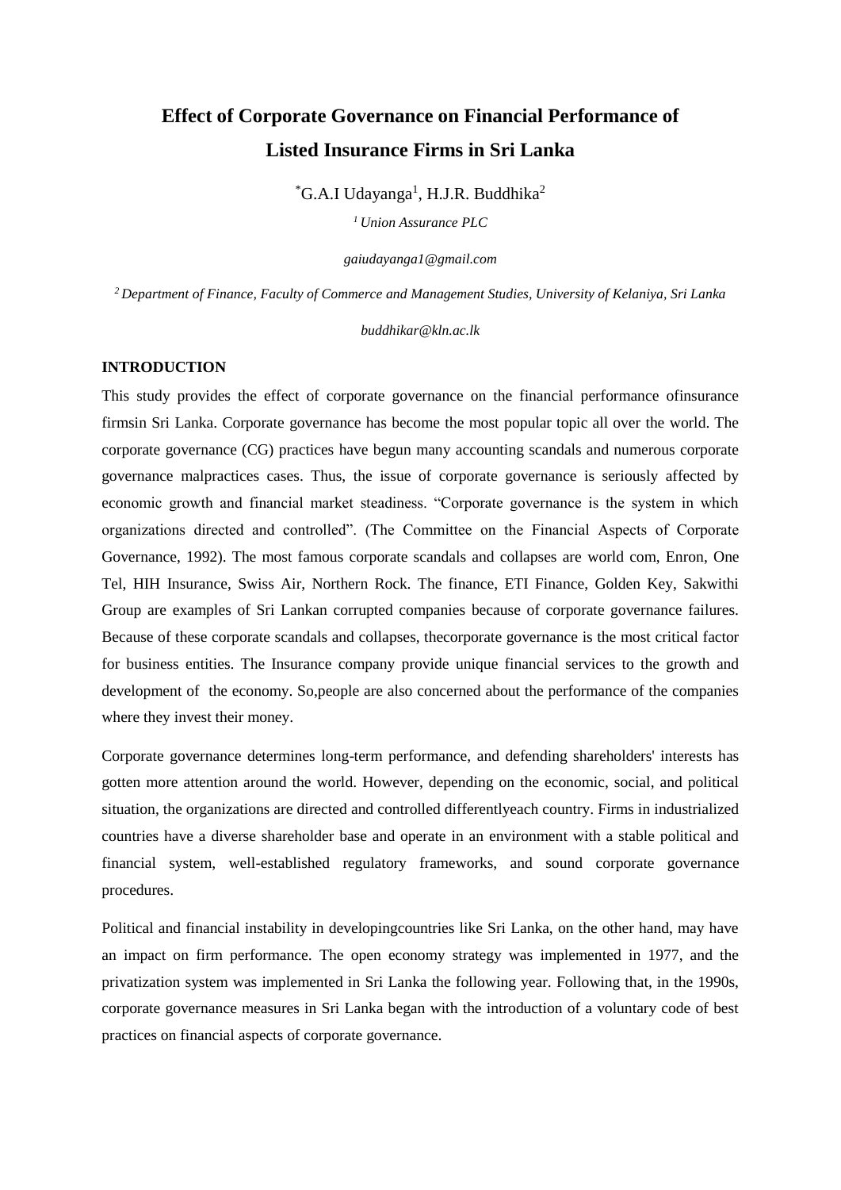# Effect of Corporate Governance on Financial Performance of Listed Insurance Firms in Sri Lanka

*G.A.I Udayanga[1], H.J.R. Buddhika[2]

[1] *Union Assurance PLC*

*gaiudayanga1@gmail.com*

[2] *Department of Finance, Faculty of Commerce and Management Studies, University of Kelaniya, Sri Lanka*

*buddhikar@kln.ac.lk*

## INTRODUCTION

This study provides the effect of corporate governance on the financial performance ofinsurance firmsin Sri Lanka. Corporate governance has become the most popular topic all over the world. The corporate governance (CG) practices have begun many accounting scandals and numerous corporate governance malpractices cases. Thus, the issue of corporate governance is seriously affected by economic growth and financial market steadiness. "Corporate governance is the system in which organizations directed and controlled". (The Committee on the Financial Aspects of Corporate Governance, 1992). The most famous corporate scandals and collapses are world com, Enron, One Tel, HIH Insurance, Swiss Air, Northern Rock. The finance, ETI Finance, Golden Key, Sakwithi Group are examples of Sri Lankan corrupted companies because of corporate governance failures. Because of these corporate scandals and collapses, thecorporate governance is the most critical factor for business entities. The Insurance company provide unique financial services to the growth and development of the economy. So,people are also concerned about the performance of the companies where they invest their money.

Corporate governance determines long-term performance, and defending shareholders' interests has gotten more attention around the world. However, depending on the economic, social, and political situation, the organizations are directed and controlled differentlyeach country. Firms in industrialized countries have a diverse shareholder base and operate in an environment with a stable political and financial system, well-established regulatory frameworks, and sound corporate governance procedures.

Political and financial instability in developingcountries like Sri Lanka, on the other hand, may have an impact on firm performance. The open economy strategy was implemented in 1977, and the privatization system was implemented in Sri Lanka the following year. Following that, in the 1990s, corporate governance measures in Sri Lanka began with the introduction of a voluntary code of best practices on financial aspects of corporate governance.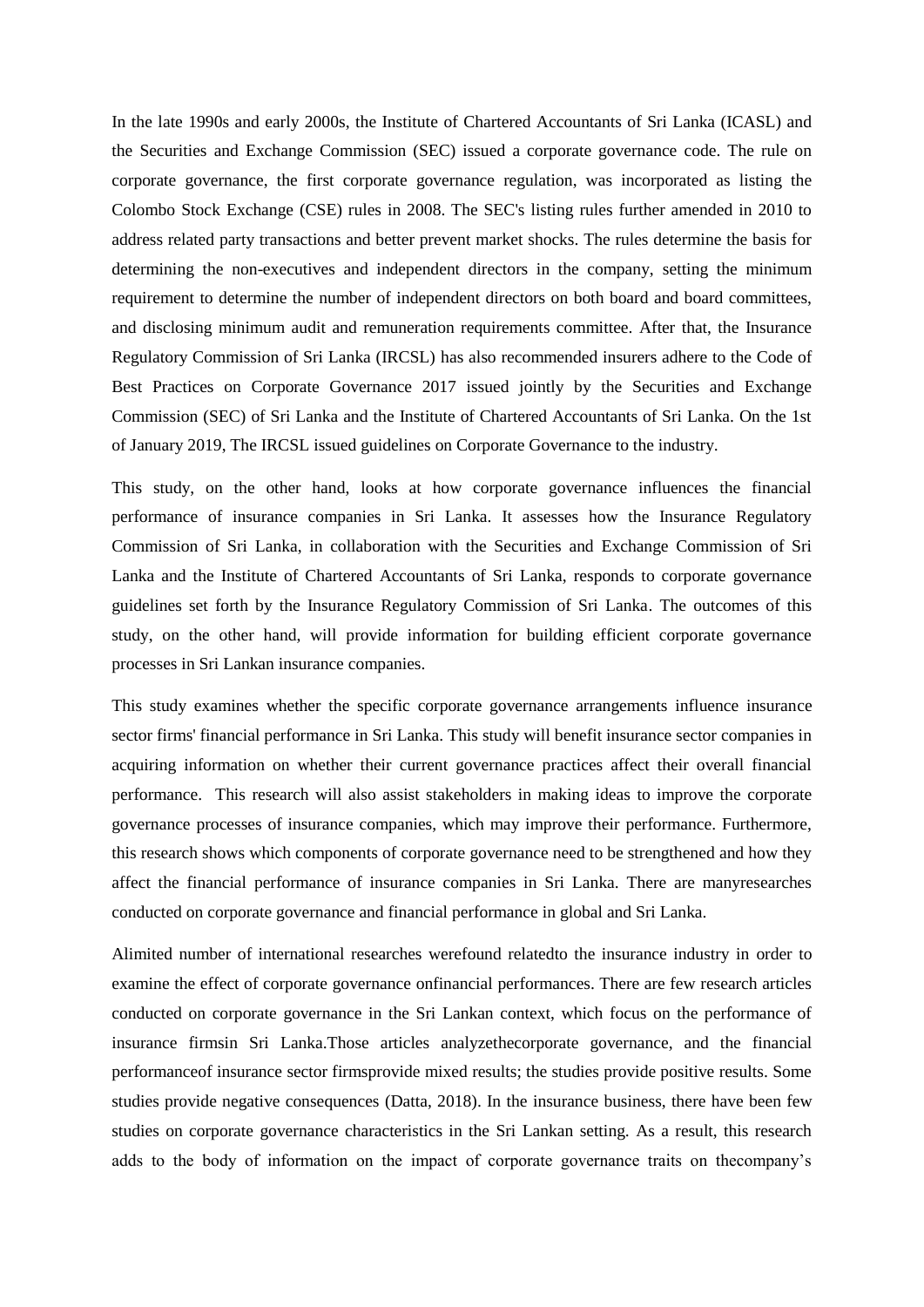In the late 1990s and early 2000s, the Institute of Chartered Accountants of Sri Lanka (ICASL) and the Securities and Exchange Commission (SEC) issued a corporate governance code. The rule on corporate governance, the first corporate governance regulation, was incorporated as listing the Colombo Stock Exchange (CSE) rules in 2008. The SEC's listing rules further amended in 2010 to address related party transactions and better prevent market shocks. The rules determine the basis for determining the non-executives and independent directors in the company, setting the minimum requirement to determine the number of independent directors on both board and board committees, and disclosing minimum audit and remuneration requirements committee. After that, the Insurance Regulatory Commission of Sri Lanka (IRCSL) has also recommended insurers adhere to the Code of Best Practices on Corporate Governance 2017 issued jointly by the Securities and Exchange Commission (SEC) of Sri Lanka and the Institute of Chartered Accountants of Sri Lanka. On the 1st of January 2019, The IRCSL issued guidelines on Corporate Governance to the industry.

This study, on the other hand, looks at how corporate governance influences the financial performance of insurance companies in Sri Lanka. It assesses how the Insurance Regulatory Commission of Sri Lanka, in collaboration with the Securities and Exchange Commission of Sri Lanka and the Institute of Chartered Accountants of Sri Lanka, responds to corporate governance guidelines set forth by the Insurance Regulatory Commission of Sri Lanka. The outcomes of this study, on the other hand, will provide information for building efficient corporate governance processes in Sri Lankan insurance companies.

This study examines whether the specific corporate governance arrangements influence insurance sector firms' financial performance in Sri Lanka. This study will benefit insurance sector companies in acquiring information on whether their current governance practices affect their overall financial performance. This research will also assist stakeholders in making ideas to improve the corporate governance processes of insurance companies, which may improve their performance. Furthermore, this research shows which components of corporate governance need to be strengthened and how they affect the financial performance of insurance companies in Sri Lanka. There are manyresearches conducted on corporate governance and financial performance in global and Sri Lanka.

Alimited number of international researches werefound relatedto the insurance industry in order to examine the effect of corporate governance onfinancial performances. There are few research articles conducted on corporate governance in the Sri Lankan context, which focus on the performance of insurance firmsin Sri Lanka.Those articles analyzethecorporate governance, and the financial performanceof insurance sector firmsprovide mixed results; the studies provide positive results. Some studies provide negative consequences (Datta, 2018). In the insurance business, there have been few studies on corporate governance characteristics in the Sri Lankan setting. As a result, this research adds to the body of information on the impact of corporate governance traits on thecompany's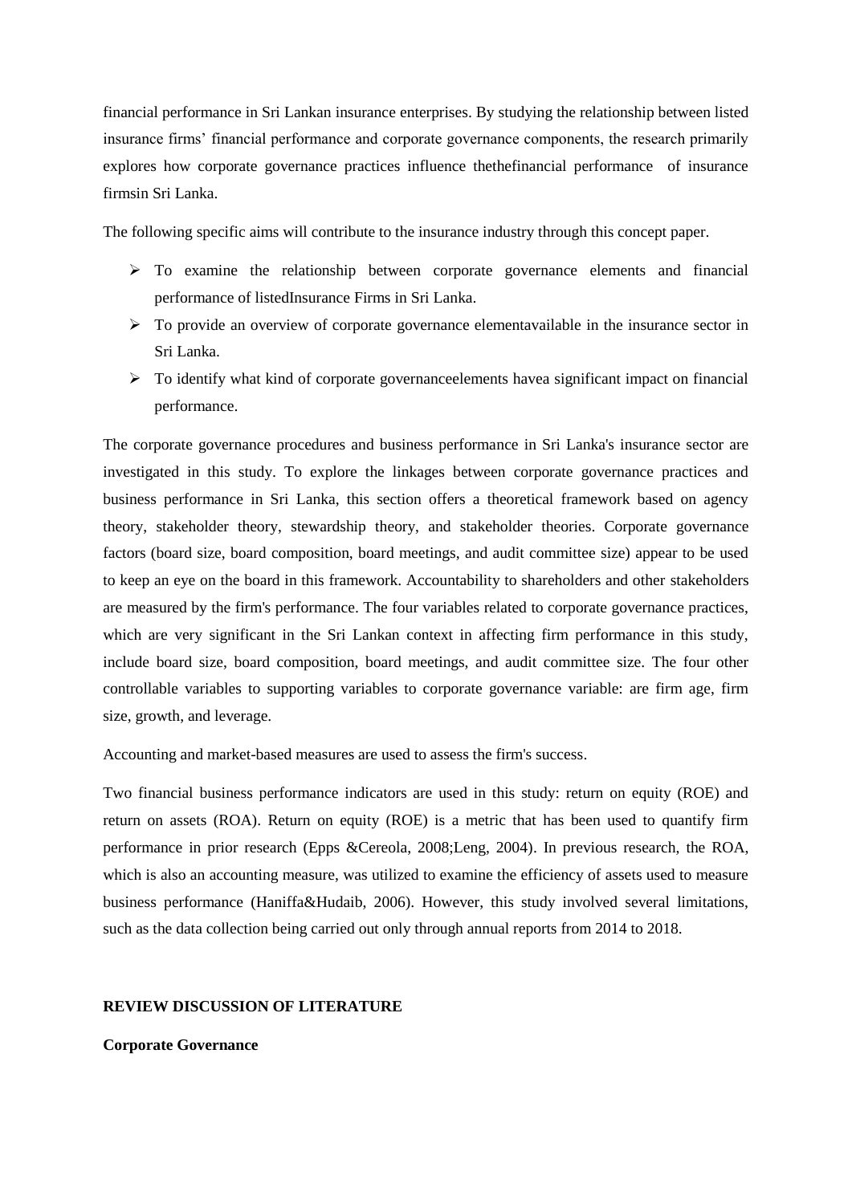financial performance in Sri Lankan insurance enterprises. By studying the relationship between listed insurance firms' financial performance and corporate governance components, the research primarily explores how corporate governance practices influence thethefinancial performance of insurance firmsin Sri Lanka.

The following specific aims will contribute to the insurance industry through this concept paper.

- To examine the relationship between corporate governance elements and financial performance of listedInsurance Firms in Sri Lanka.
- To provide an overview of corporate governance elementavailable in the insurance sector in Sri Lanka.
- To identify what kind of corporate governanceelements havea significant impact on financial performance.

The corporate governance procedures and business performance in Sri Lanka's insurance sector are investigated in this study. To explore the linkages between corporate governance practices and business performance in Sri Lanka, this section offers a theoretical framework based on agency theory, stakeholder theory, stewardship theory, and stakeholder theories. Corporate governance factors (board size, board composition, board meetings, and audit committee size) appear to be used to keep an eye on the board in this framework. Accountability to shareholders and other stakeholders are measured by the firm's performance. The four variables related to corporate governance practices, which are very significant in the Sri Lankan context in affecting firm performance in this study, include board size, board composition, board meetings, and audit committee size. The four other controllable variables to supporting variables to corporate governance variable: are firm age, firm size, growth, and leverage.

Accounting and market-based measures are used to assess the firm's success.

Two financial business performance indicators are used in this study: return on equity (ROE) and return on assets (ROA). Return on equity (ROE) is a metric that has been used to quantify firm performance in prior research (Epps &Cereola, 2008;Leng, 2004). In previous research, the ROA, which is also an accounting measure, was utilized to examine the efficiency of assets used to measure business performance (Haniffa&Hudaib, 2006). However, this study involved several limitations, such as the data collection being carried out only through annual reports from 2014 to 2018.

## REVIEW DISCUSSION OF LITERATURE

### Corporate Governance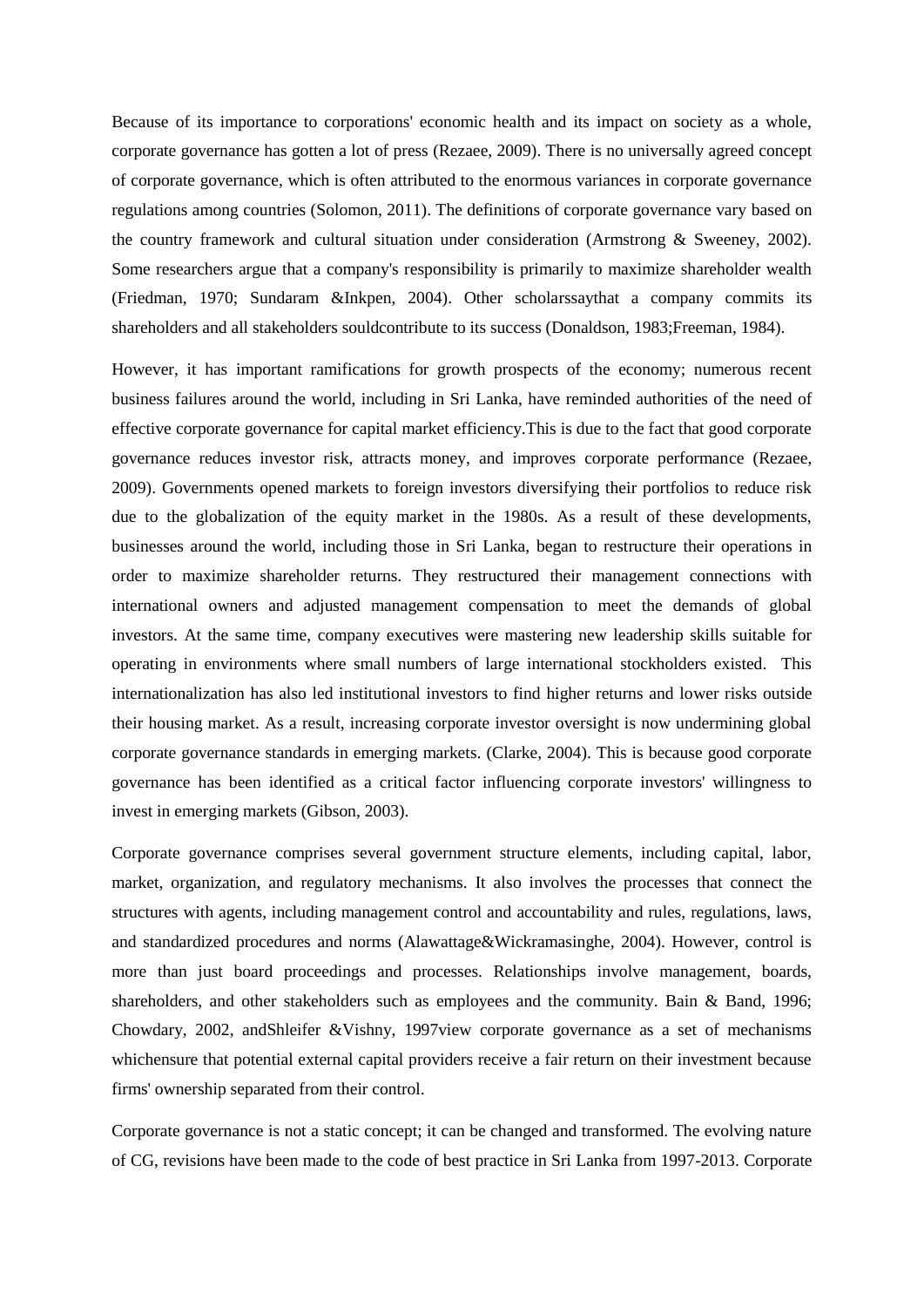Because of its importance to corporations' economic health and its impact on society as a whole, corporate governance has gotten a lot of press (Rezaee, 2009). There is no universally agreed concept of corporate governance, which is often attributed to the enormous variances in corporate governance regulations among countries (Solomon, 2011). The definitions of corporate governance vary based on the country framework and cultural situation under consideration (Armstrong & Sweeney, 2002). Some researchers argue that a company's responsibility is primarily to maximize shareholder wealth (Friedman, 1970; Sundaram &Inkpen, 2004). Other scholarssaythat a company commits its shareholders and all stakeholders souldcontribute to its success (Donaldson, 1983;Freeman, 1984).

However, it has important ramifications for growth prospects of the economy; numerous recent business failures around the world, including in Sri Lanka, have reminded authorities of the need of effective corporate governance for capital market efficiency.This is due to the fact that good corporate governance reduces investor risk, attracts money, and improves corporate performance (Rezaee, 2009). Governments opened markets to foreign investors diversifying their portfolios to reduce risk due to the globalization of the equity market in the 1980s. As a result of these developments, businesses around the world, including those in Sri Lanka, began to restructure their operations in order to maximize shareholder returns. They restructured their management connections with international owners and adjusted management compensation to meet the demands of global investors. At the same time, company executives were mastering new leadership skills suitable for operating in environments where small numbers of large international stockholders existed. This internationalization has also led institutional investors to find higher returns and lower risks outside their housing market. As a result, increasing corporate investor oversight is now undermining global corporate governance standards in emerging markets. (Clarke, 2004). This is because good corporate governance has been identified as a critical factor influencing corporate investors' willingness to invest in emerging markets (Gibson, 2003).

Corporate governance comprises several government structure elements, including capital, labor, market, organization, and regulatory mechanisms. It also involves the processes that connect the structures with agents, including management control and accountability and rules, regulations, laws, and standardized procedures and norms (Alawattage&Wickramasinghe, 2004). However, control is more than just board proceedings and processes. Relationships involve management, boards, shareholders, and other stakeholders such as employees and the community. Bain & Band, 1996; Chowdary, 2002, andShleifer &Vishny, 1997view corporate governance as a set of mechanisms whichensure that potential external capital providers receive a fair return on their investment because firms' ownership separated from their control.

Corporate governance is not a static concept; it can be changed and transformed. The evolving nature of CG, revisions have been made to the code of best practice in Sri Lanka from 1997-2013. Corporate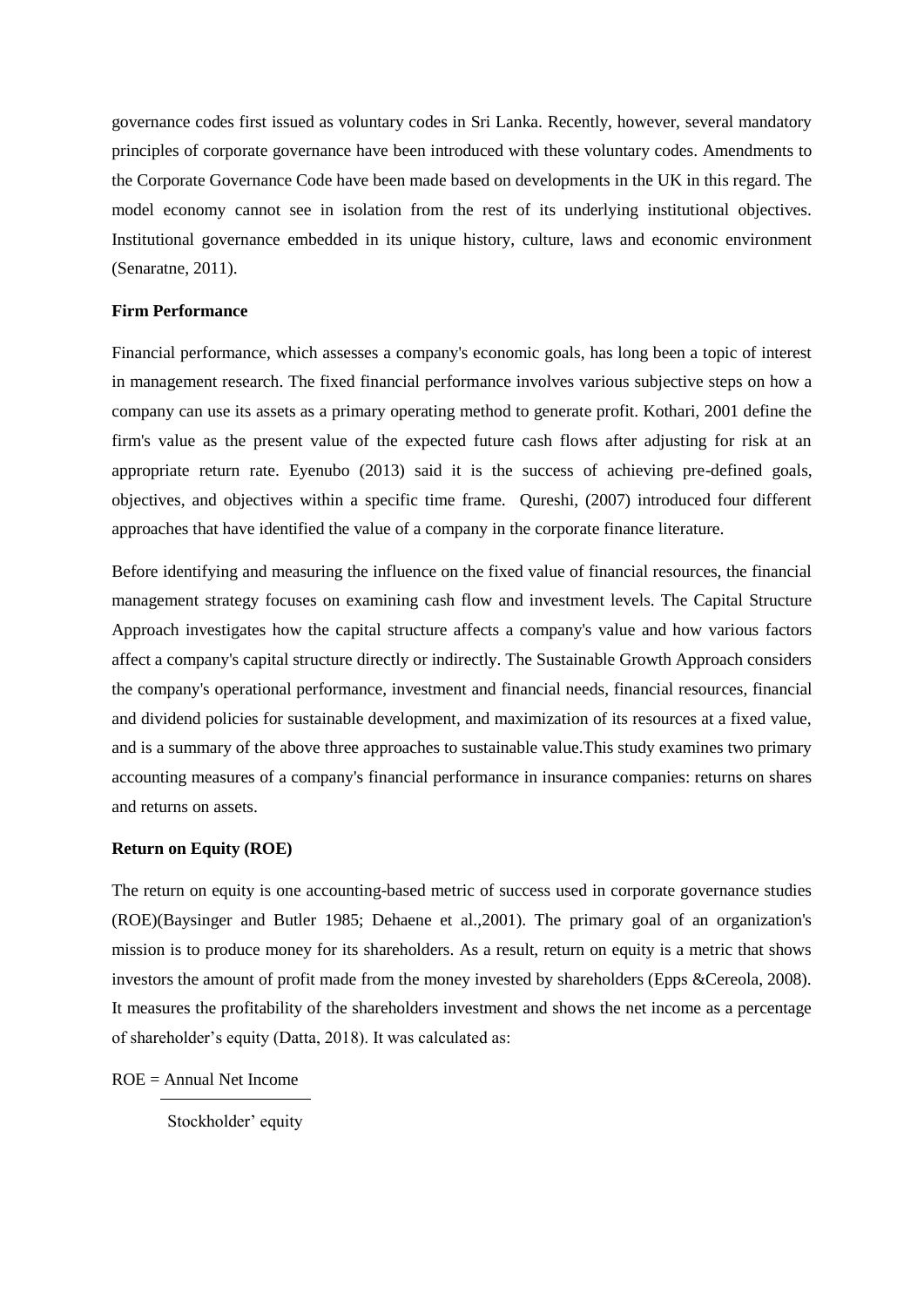governance codes first issued as voluntary codes in Sri Lanka. Recently, however, several mandatory principles of corporate governance have been introduced with these voluntary codes. Amendments to the Corporate Governance Code have been made based on developments in the UK in this regard. The model economy cannot see in isolation from the rest of its underlying institutional objectives. Institutional governance embedded in its unique history, culture, laws and economic environment (Senaratne, 2011).

**Firm Performance**

Financial performance, which assesses a company's economic goals, has long been a topic of interest in management research. The fixed financial performance involves various subjective steps on how a company can use its assets as a primary operating method to generate profit. Kothari, 2001 define the firm's value as the present value of the expected future cash flows after adjusting for risk at an appropriate return rate. Eyenubo (2013) said it is the success of achieving pre-defined goals, objectives, and objectives within a specific time frame. Qureshi, (2007) introduced four different approaches that have identified the value of a company in the corporate finance literature.

Before identifying and measuring the influence on the fixed value of financial resources, the financial management strategy focuses on examining cash flow and investment levels. The Capital Structure Approach investigates how the capital structure affects a company's value and how various factors affect a company's capital structure directly or indirectly. The Sustainable Growth Approach considers the company's operational performance, investment and financial needs, financial resources, financial and dividend policies for sustainable development, and maximization of its resources at a fixed value, and is a summary of the above three approaches to sustainable value.This study examines two primary accounting measures of a company's financial performance in insurance companies: returns on shares and returns on assets.

**Return on Equity (ROE)**

The return on equity is one accounting-based metric of success used in corporate governance studies (ROE)(Baysinger and Butler 1985; Dehaene et al.,2001). The primary goal of an organization's mission is to produce money for its shareholders. As a result, return on equity is a metric that shows investors the amount of profit made from the money invested by shareholders (Epps &Cereola, 2008). It measures the profitability of the shareholders investment and shows the net income as a percentage of shareholder's equity (Datta, 2018). It was calculated as:

$$ROE = \frac{\text{Annual Net Income}}{\text{Stockholder' equity}}$$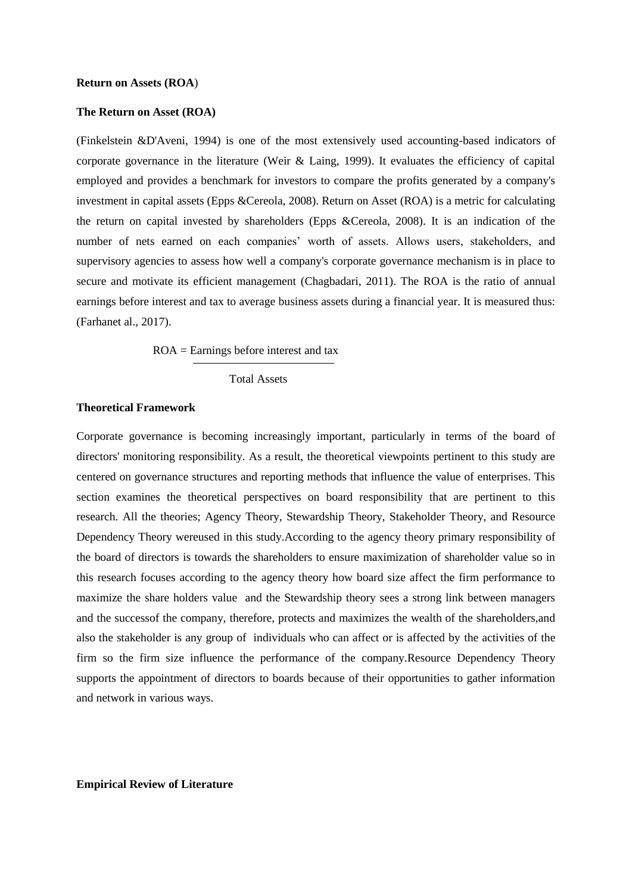**Return on Assets (ROA**)

**The Return on Asset (ROA)**

(Finkelstein &D'Aveni, 1994) is one of the most extensively used accounting-based indicators of corporate governance in the literature (Weir & Laing, 1999). It evaluates the efficiency of capital employed and provides a benchmark for investors to compare the profits generated by a company's investment in capital assets (Epps &Cereola, 2008). Return on Asset (ROA) is a metric for calculating the return on capital invested by shareholders (Epps &Cereola, 2008). It is an indication of the number of nets earned on each companies' worth of assets. Allows users, stakeholders, and supervisory agencies to assess how well a company's corporate governance mechanism is in place to secure and motivate its efficient management (Chagbadari, 2011). The ROA is the ratio of annual earnings before interest and tax to average business assets during a financial year. It is measured thus: (Farhanet al., 2017).

$$\text{ROA} = \frac{\text{Earnings before interest and tax}}{\text{Total Assets}}$$

**Theoretical Framework**

Corporate governance is becoming increasingly important, particularly in terms of the board of directors' monitoring responsibility. As a result, the theoretical viewpoints pertinent to this study are centered on governance structures and reporting methods that influence the value of enterprises. This section examines the theoretical perspectives on board responsibility that are pertinent to this research. All the theories; Agency Theory, Stewardship Theory, Stakeholder Theory, and Resource Dependency Theory wereused in this study.According to the agency theory primary responsibility of the board of directors is towards the shareholders to ensure maximization of shareholder value so in this research focuses according to the agency theory how board size affect the firm performance to maximize the share holders value and the Stewardship theory sees a strong link between managers and the successof the company, therefore, protects and maximizes the wealth of the shareholders,and also the stakeholder is any group of individuals who can affect or is affected by the activities of the firm so the firm size influence the performance of the company.Resource Dependency Theory supports the appointment of directors to boards because of their opportunities to gather information and network in various ways.

**Empirical Review of Literature**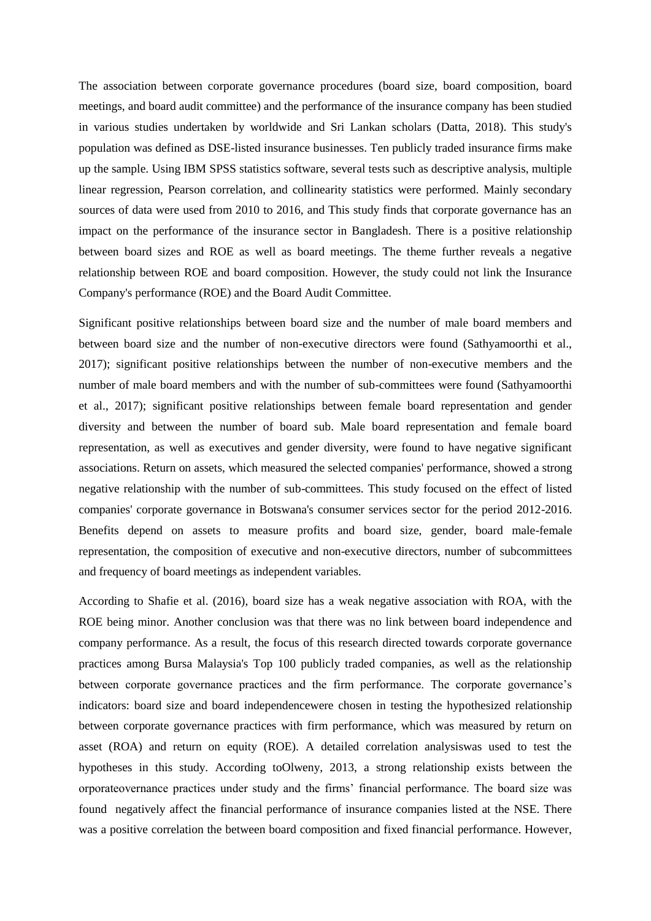The association between corporate governance procedures (board size, board composition, board meetings, and board audit committee) and the performance of the insurance company has been studied in various studies undertaken by worldwide and Sri Lankan scholars (Datta, 2018). This study's population was defined as DSE-listed insurance businesses. Ten publicly traded insurance firms make up the sample. Using IBM SPSS statistics software, several tests such as descriptive analysis, multiple linear regression, Pearson correlation, and collinearity statistics were performed. Mainly secondary sources of data were used from 2010 to 2016, and This study finds that corporate governance has an impact on the performance of the insurance sector in Bangladesh. There is a positive relationship between board sizes and ROE as well as board meetings. The theme further reveals a negative relationship between ROE and board composition. However, the study could not link the Insurance Company's performance (ROE) and the Board Audit Committee.

Significant positive relationships between board size and the number of male board members and between board size and the number of non-executive directors were found (Sathyamoorthi et al., 2017); significant positive relationships between the number of non-executive members and the number of male board members and with the number of sub-committees were found (Sathyamoorthi et al., 2017); significant positive relationships between female board representation and gender diversity and between the number of board sub. Male board representation and female board representation, as well as executives and gender diversity, were found to have negative significant associations. Return on assets, which measured the selected companies' performance, showed a strong negative relationship with the number of sub-committees. This study focused on the effect of listed companies' corporate governance in Botswana's consumer services sector for the period 2012-2016. Benefits depend on assets to measure profits and board size, gender, board male-female representation, the composition of executive and non-executive directors, number of subcommittees and frequency of board meetings as independent variables.

According to Shafie et al. (2016), board size has a weak negative association with ROA, with the ROE being minor. Another conclusion was that there was no link between board independence and company performance. As a result, the focus of this research directed towards corporate governance practices among Bursa Malaysia's Top 100 publicly traded companies, as well as the relationship between corporate governance practices and the firm performance. The corporate governance's indicators: board size and board independencewere chosen in testing the hypothesized relationship between corporate governance practices with firm performance, which was measured by return on asset (ROA) and return on equity (ROE). A detailed correlation analysiswas used to test the hypotheses in this study. According toOlweny, 2013, a strong relationship exists between the orporateovernance practices under study and the firms' financial performance. The board size was found negatively affect the financial performance of insurance companies listed at the NSE. There was a positive correlation the between board composition and fixed financial performance. However,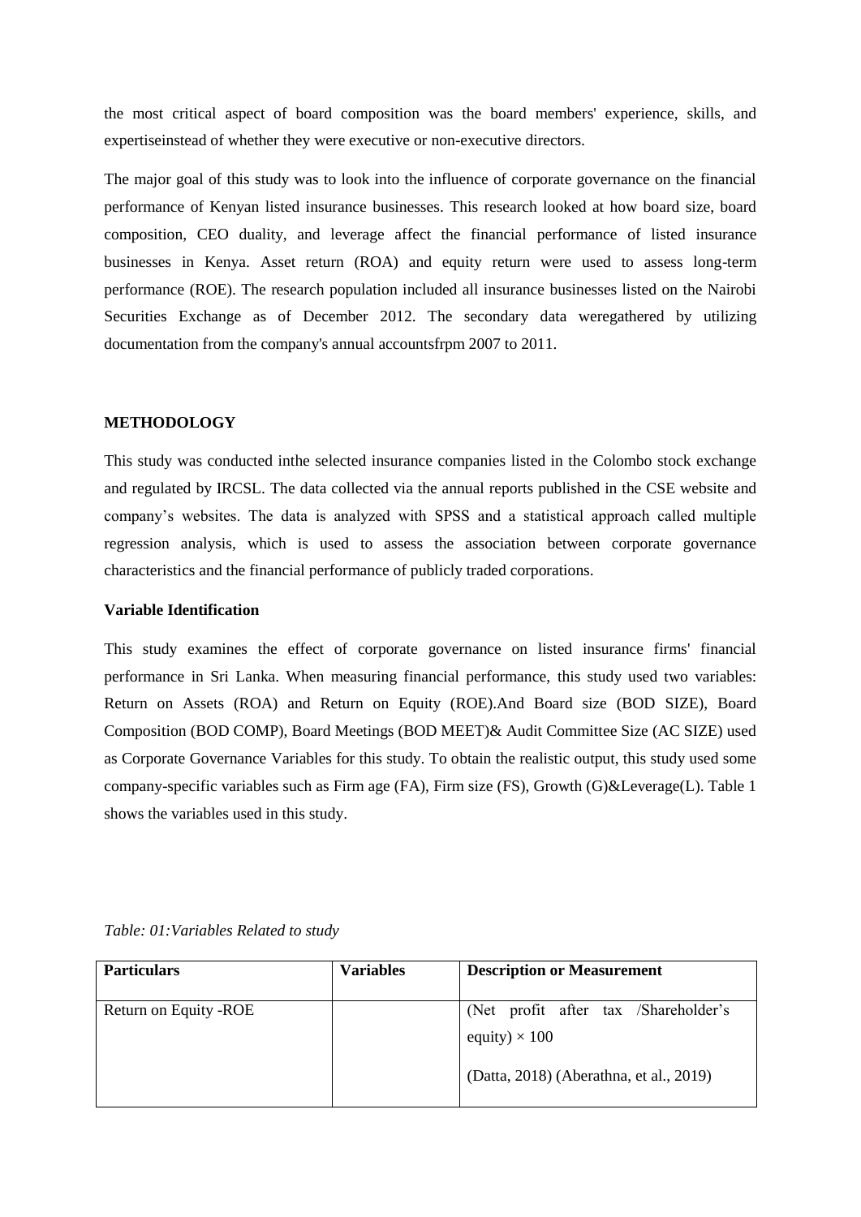the most critical aspect of board composition was the board members' experience, skills, and expertiseinstead of whether they were executive or non-executive directors.

The major goal of this study was to look into the influence of corporate governance on the financial performance of Kenyan listed insurance businesses. This research looked at how board size, board composition, CEO duality, and leverage affect the financial performance of listed insurance businesses in Kenya. Asset return (ROA) and equity return were used to assess long-term performance (ROE). The research population included all insurance businesses listed on the Nairobi Securities Exchange as of December 2012. The secondary data weregathered by utilizing documentation from the company's annual accountsfrpm 2007 to 2011.

## METHODOLOGY

This study was conducted inthe selected insurance companies listed in the Colombo stock exchange and regulated by IRCSL. The data collected via the annual reports published in the CSE website and company's websites. The data is analyzed with SPSS and a statistical approach called multiple regression analysis, which is used to assess the association between corporate governance characteristics and the financial performance of publicly traded corporations.

### Variable Identification

This study examines the effect of corporate governance on listed insurance firms' financial performance in Sri Lanka. When measuring financial performance, this study used two variables: Return on Assets (ROA) and Return on Equity (ROE).And Board size (BOD SIZE), Board Composition (BOD COMP), Board Meetings (BOD MEET)& Audit Committee Size (AC SIZE) used as Corporate Governance Variables for this study. To obtain the realistic output, this study used some company-specific variables such as Firm age (FA), Firm size (FS), Growth (G)&Leverage(L). Table 1 shows the variables used in this study.

*Table: 01:Variables Related to study*

| Particulars | Variables | Description or Measurement |
|---|---|---|
| Return on Equity -ROE | | (Net profit after tax /Shareholder's equity) $\times$ 100<br><br>(Datta, 2018) (Aberathna, et al., 2019) |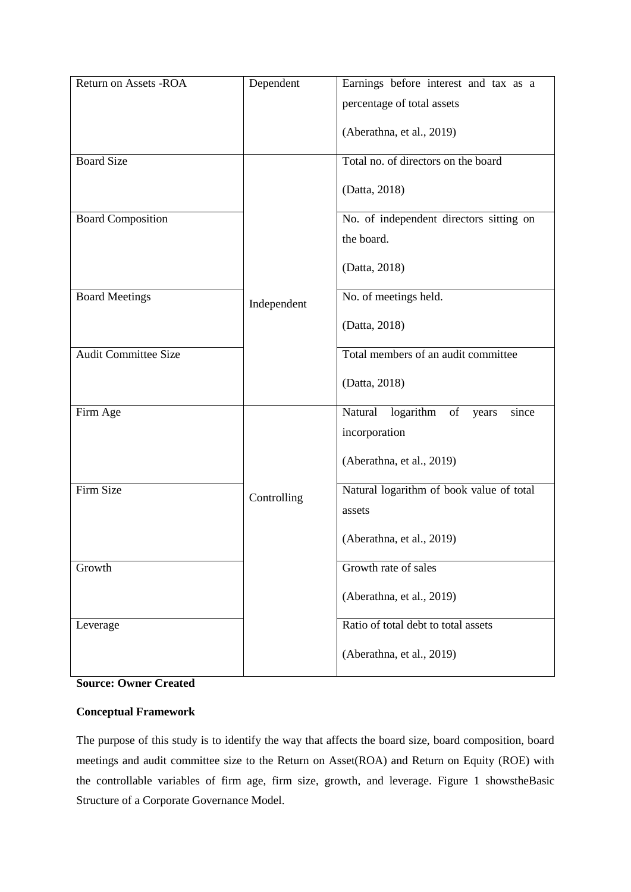| Return on Assets -ROA | Dependent | Earnings before interest and tax as a percentage of total assets (Aberathna, et al., 2019) |
|---|---|---|
| Board Size | Independent | Total no. of directors on the board (Datta, 2018) |
| Board Composition | | No. of independent directors sitting on the board. (Datta, 2018) |
| Board Meetings | | No. of meetings held. (Datta, 2018) |
| Audit Committee Size | | Total members of an audit committee (Datta, 2018) |
| Firm Age | Controlling | Natural logarithm of years since incorporation (Aberathna, et al., 2019) |
| Firm Size | | Natural logarithm of book value of total assets (Aberathna, et al., 2019) |
| Growth | | Growth rate of sales (Aberathna, et al., 2019) |
| Leverage | | Ratio of total debt to total assets (Aberathna, et al., 2019) |

**Source: Owner Created**

**Conceptual Framework**

The purpose of this study is to identify the way that affects the board size, board composition, board meetings and audit committee size to the Return on Asset(ROA) and Return on Equity (ROE) with the controllable variables of firm age, firm size, growth, and leverage. Figure 1 showstheBasic Structure of a Corporate Governance Model.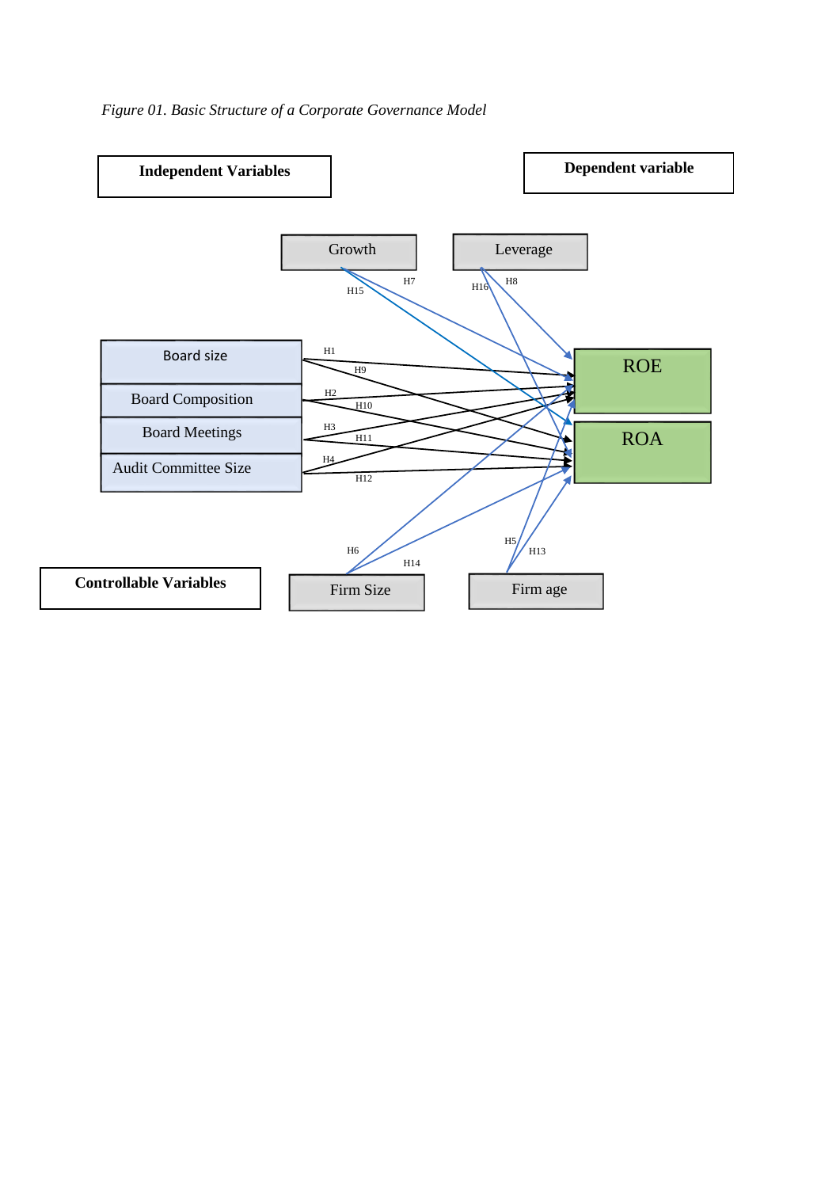*Figure 01. Basic Structure of a Corporate Governance Model*

**Independent Variables**

**Dependent variable**

Growth

Leverage

H7

H15

H16

H8

Board size

Board Composition

Board Meetings

Audit Committee Size

H1

H9

H2

H10

H3

H11

H4

H12

ROE

ROA

H6

H14

H5

H13

**Controllable Variables**

Firm Size

Firm age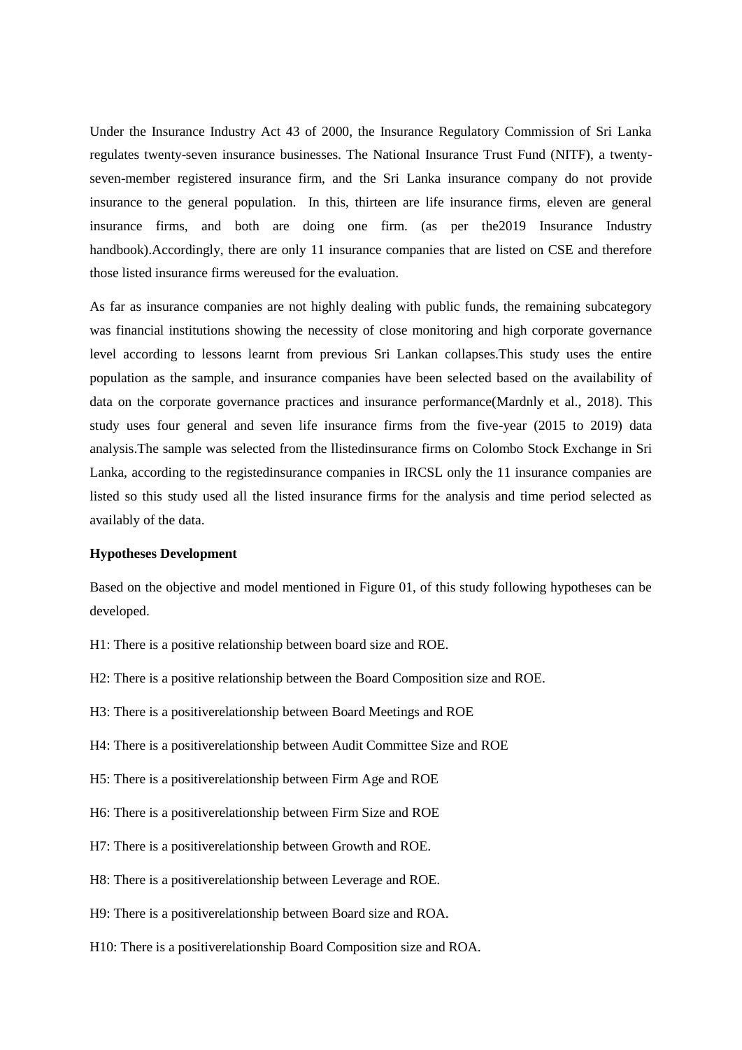Under the Insurance Industry Act 43 of 2000, the Insurance Regulatory Commission of Sri Lanka regulates twenty-seven insurance businesses. The National Insurance Trust Fund (NITF), a twenty-seven-member registered insurance firm, and the Sri Lanka insurance company do not provide insurance to the general population.  In this, thirteen are life insurance firms, eleven are general insurance firms, and both are doing one firm. (as per the2019 Insurance Industry handbook).Accordingly, there are only 11 insurance companies that are listed on CSE and therefore those listed insurance firms wereused for the evaluation.

As far as insurance companies are not highly dealing with public funds, the remaining subcategory was financial institutions showing the necessity of close monitoring and high corporate governance level according to lessons learnt from previous Sri Lankan collapses.This study uses the entire population as the sample, and insurance companies have been selected based on the availability of data on the corporate governance practices and insurance performance(Mardnly et al., 2018). This study uses four general and seven life insurance firms from the five-year (2015 to 2019) data analysis.The sample was selected from the llistedinsurance firms on Colombo Stock Exchange in Sri Lanka, according to the registedinsurance companies in IRCSL only the 11 insurance companies are listed so this study used all the listed insurance firms for the analysis and time period selected as availably of the data.

**Hypotheses Development**

Based on the objective and model mentioned in Figure 01, of this study following hypotheses can be developed.

H1: There is a positive relationship between board size and ROE.

H2: There is a positive relationship between the Board Composition size and ROE.

H3: There is a positiverelationship between Board Meetings and ROE

H4: There is a positiverelationship between Audit Committee Size and ROE

H5: There is a positiverelationship between Firm Age and ROE

H6: There is a positiverelationship between Firm Size and ROE

H7: There is a positiverelationship between Growth and ROE.

H8: There is a positiverelationship between Leverage and ROE.

H9: There is a positiverelationship between Board size and ROA.

H10: There is a positiverelationship Board Composition size and ROA.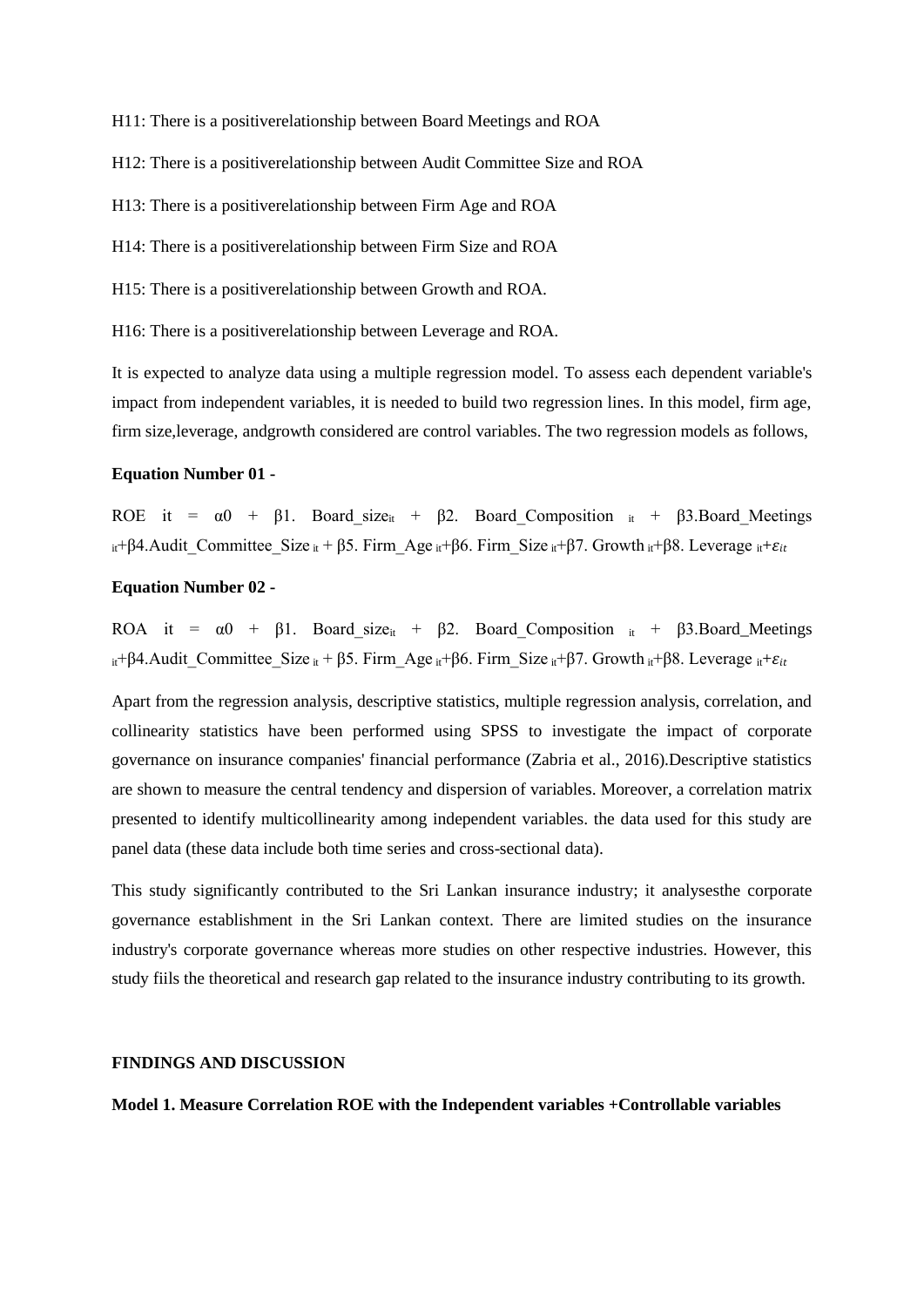H11: There is a positiverelationship between Board Meetings and ROA

H12: There is a positiverelationship between Audit Committee Size and ROA

H13: There is a positiverelationship between Firm Age and ROA

H14: There is a positiverelationship between Firm Size and ROA

H15: There is a positiverelationship between Growth and ROA.

H16: There is a positiverelationship between Leverage and ROA.

It is expected to analyze data using a multiple regression model. To assess each dependent variable's impact from independent variables, it is needed to build two regression lines. In this model, firm age, firm size,leverage, andgrowth considered are control variables. The two regression models as follows,

**Equation Number 01 -**

$$ROE_{it} = \alpha 0 + \beta 1.\ Board\_size_{it} + \beta 2.\ Board\_Composition_{it} + \beta 3.Board\_Meetings_{it} + \beta 4.Audit\_Committee\_Size_{it} + \beta 5.\ Firm\_Age_{it} + \beta 6.\ Firm\_Size_{it} + \beta 7.\ Growth_{it} + \beta 8.\ Leverage_{it} + \varepsilon_{it}$$

**Equation Number 02 -**

$$ROA_{it} = \alpha 0 + \beta 1.\ Board\_size_{it} + \beta 2.\ Board\_Composition_{it} + \beta 3.Board\_Meetings_{it} + \beta 4.Audit\_Committee\_Size_{it} + \beta 5.\ Firm\_Age_{it} + \beta 6.\ Firm\_Size_{it} + \beta 7.\ Growth_{it} + \beta 8.\ Leverage_{it} + \varepsilon_{it}$$

Apart from the regression analysis, descriptive statistics, multiple regression analysis, correlation, and collinearity statistics have been performed using SPSS to investigate the impact of corporate governance on insurance companies' financial performance (Zabria et al., 2016).Descriptive statistics are shown to measure the central tendency and dispersion of variables. Moreover, a correlation matrix presented to identify multicollinearity among independent variables. the data used for this study are panel data (these data include both time series and cross-sectional data).

This study significantly contributed to the Sri Lankan insurance industry; it analysesthe corporate governance establishment in the Sri Lankan context. There are limited studies on the insurance industry's corporate governance whereas more studies on other respective industries. However, this study fiils the theoretical and research gap related to the insurance industry contributing to its growth.

## FINDINGS AND DISCUSSION

**Model 1. Measure Correlation ROE with the Independent variables +Controllable variables**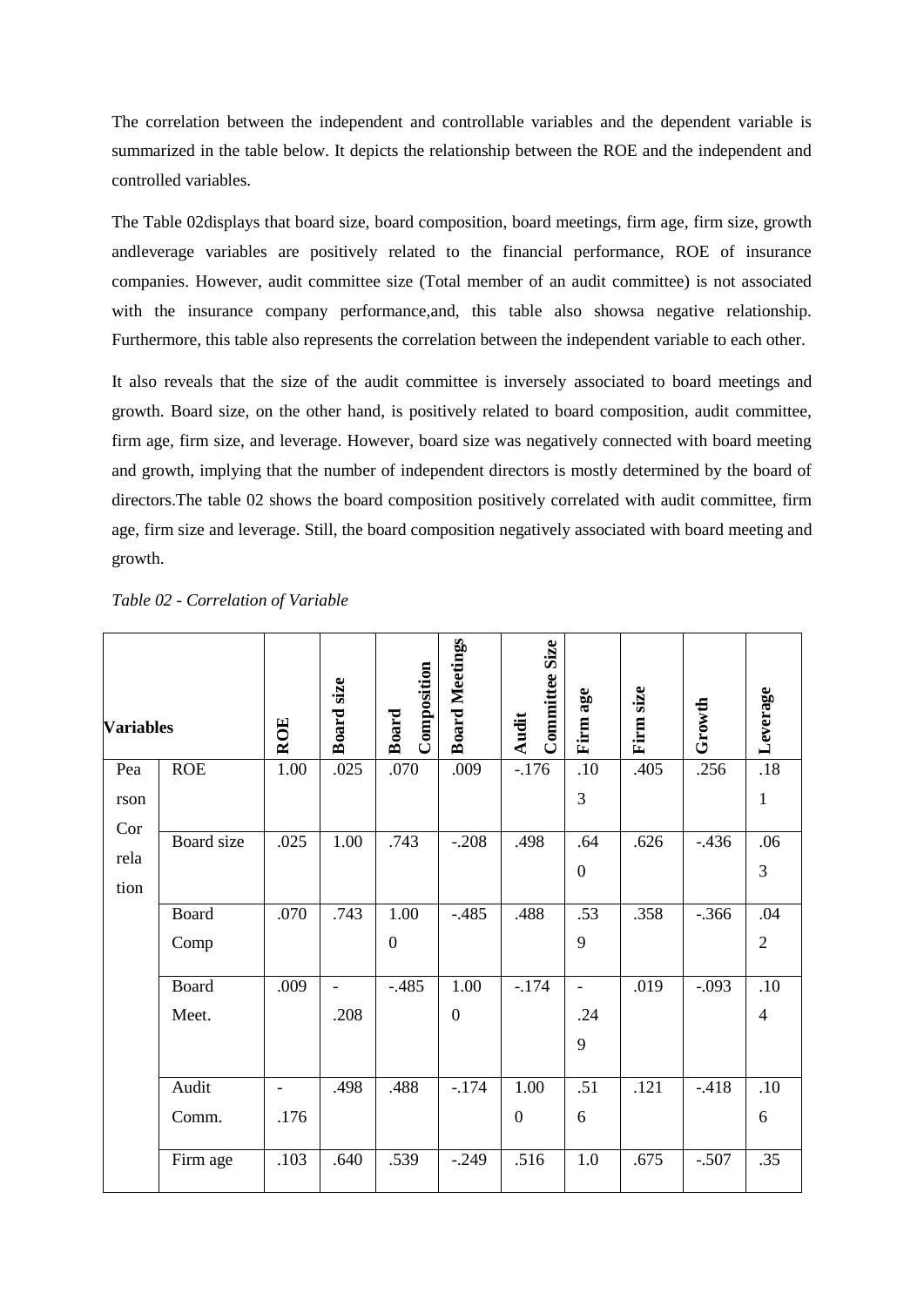The correlation between the independent and controllable variables and the dependent variable is summarized in the table below. It depicts the relationship between the ROE and the independent and controlled variables.

The Table 02displays that board size, board composition, board meetings, firm age, firm size, growth andleverage variables are positively related to the financial performance, ROE of insurance companies. However, audit committee size (Total member of an audit committee) is not associated with the insurance company performance,and, this table also showsa negative relationship. Furthermore, this table also represents the correlation between the independent variable to each other.

It also reveals that the size of the audit committee is inversely associated to board meetings and growth. Board size, on the other hand, is positively related to board composition, audit committee, firm age, firm size, and leverage. However, board size was negatively connected with board meeting and growth, implying that the number of independent directors is mostly determined by the board of directors.The table 02 shows the board composition positively correlated with audit committee, firm age, firm size and leverage. Still, the board composition negatively associated with board meeting and growth.

*Table 02 - Correlation of Variable*

| Variables | | ROE | Board size | Board Composition | Board Meetings | Audit Committee Size | Firm age | Firm size | Growth | Leverage |
|---|---|---|---|---|---|---|---|---|---|---|
| Pearson Correlation | ROE | 1.00 | .025 | .070 | .009 | -.176 | .103 | .405 | .256 | .181 |
| | Board size | .025 | 1.00 | .743 | -.208 | .498 | .640 | .626 | -.436 | .063 |
| | Board Comp | .070 | .743 | 1.000 | -.485 | .488 | .539 | .358 | -.366 | .042 |
| | Board Meet. | .009 | -.208 | -.485 | 1.000 | -.174 | -.249 | .019 | -.093 | .104 |
| | Audit Comm. | -.176 | .498 | .488 | -.174 | 1.000 | .516 | .121 | -.418 | .106 |
| | Firm age | .103 | .640 | .539 | -.249 | .516 | 1.0 | .675 | -.507 | .35 |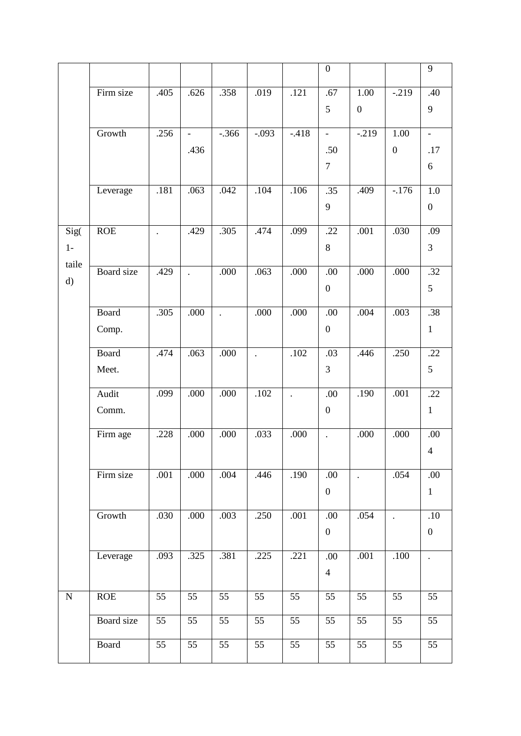|  |  |  |  |  |  |  |  |  |  |  |
|---|---|---|---|---|---|---|---|---|---|---|
|  |  |  |  |  |  |  | 0 |  |  | 9 |
|  | Firm size | .405 | .626 | .358 | .019 | .121 | .675 | 1.000 | -.219 | .409 |
|  | Growth | .256 | -.436 | -.366 | -.093 | -.418 | -.507 | -.219 | 1.000 | -.176 |
|  | Leverage | .181 | .063 | .042 | .104 | .106 | .359 | .409 | -.176 | 1.00 |
| Sig(1-tailed) | ROE | . | .429 | .305 | .474 | .099 | .228 | .001 | .030 | .093 |
|  | Board size | .429 | . | .000 | .063 | .000 | .000 | .000 | .000 | .325 |
|  | Board Comp. | .305 | .000 | . | .000 | .000 | .000 | .004 | .003 | .381 |
|  | Board Meet. | .474 | .063 | .000 | . | .102 | .033 | .446 | .250 | .225 |
|  | Audit Comm. | .099 | .000 | .000 | .102 | . | .000 | .190 | .001 | .221 |
|  | Firm age | .228 | .000 | .000 | .033 | .000 | . | .000 | .000 | .004 |
|  | Firm size | .001 | .000 | .004 | .446 | .190 | .000 | . | .054 | .001 |
|  | Growth | .030 | .000 | .003 | .250 | .001 | .000 | .054 | . | .100 |
|  | Leverage | .093 | .325 | .381 | .225 | .221 | .004 | .001 | .100 | . |
| N | ROE | 55 | 55 | 55 | 55 | 55 | 55 | 55 | 55 | 55 |
|  | Board size | 55 | 55 | 55 | 55 | 55 | 55 | 55 | 55 | 55 |
|  | Board | 55 | 55 | 55 | 55 | 55 | 55 | 55 | 55 | 55 |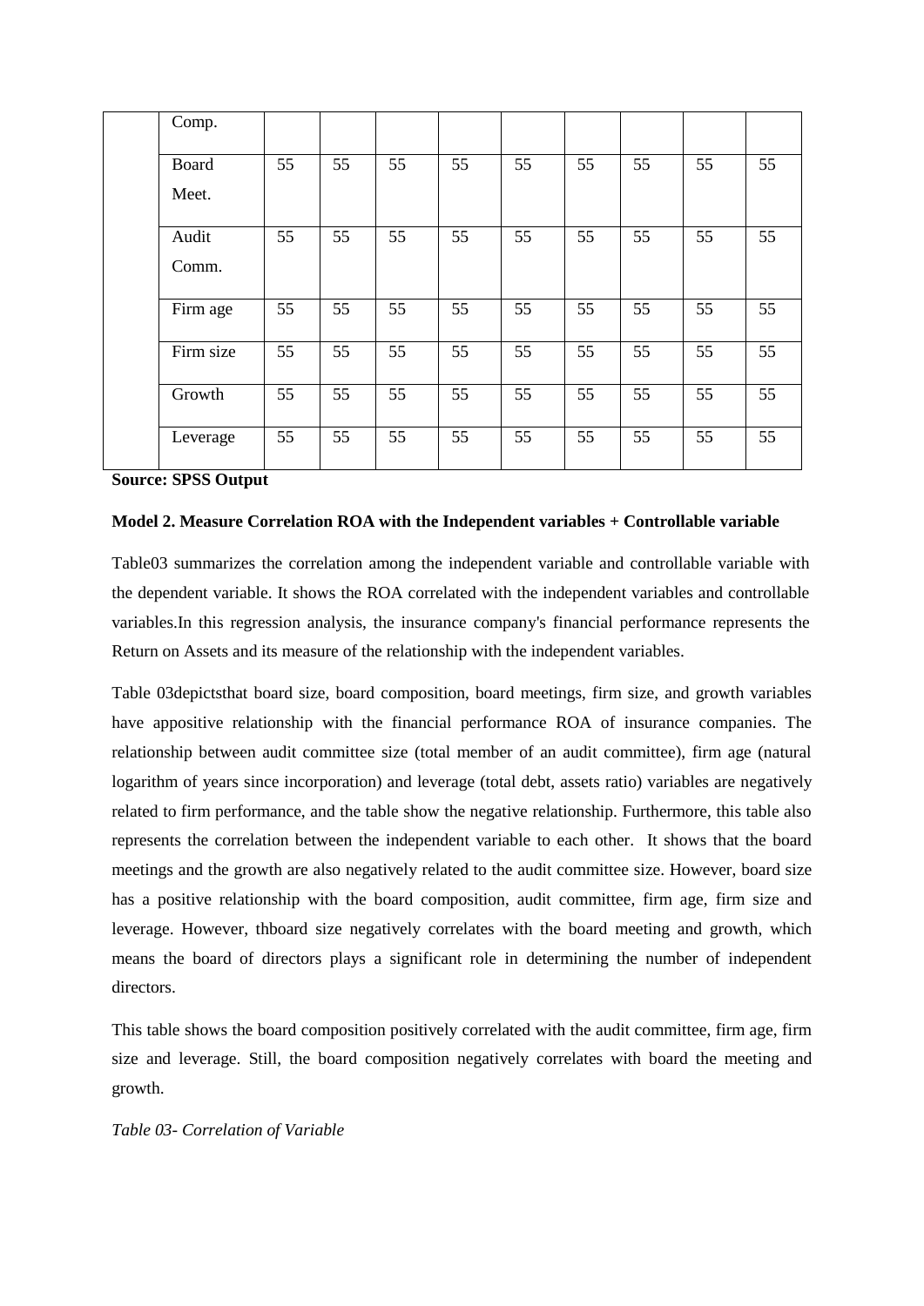|  | Comp. |  |  |  |  |  |  |  |  |  |
|---|---|---|---|---|---|---|---|---|---|---|
|  | Board Meet. | 55 | 55 | 55 | 55 | 55 | 55 | 55 | 55 | 55 |
|  | Audit Comm. | 55 | 55 | 55 | 55 | 55 | 55 | 55 | 55 | 55 |
|  | Firm age | 55 | 55 | 55 | 55 | 55 | 55 | 55 | 55 | 55 |
|  | Firm size | 55 | 55 | 55 | 55 | 55 | 55 | 55 | 55 | 55 |
|  | Growth | 55 | 55 | 55 | 55 | 55 | 55 | 55 | 55 | 55 |
|  | Leverage | 55 | 55 | 55 | 55 | 55 | 55 | 55 | 55 | 55 |

**Source: SPSS Output**

**Model 2. Measure Correlation ROA with the Independent variables + Controllable variable**

Table03 summarizes the correlation among the independent variable and controllable variable with the dependent variable. It shows the ROA correlated with the independent variables and controllable variables.In this regression analysis, the insurance company's financial performance represents the Return on Assets and its measure of the relationship with the independent variables.

Table 03depictsthat board size, board composition, board meetings, firm size, and growth variables have appositive relationship with the financial performance ROA of insurance companies. The relationship between audit committee size (total member of an audit committee), firm age (natural logarithm of years since incorporation) and leverage (total debt, assets ratio) variables are negatively related to firm performance, and the table show the negative relationship. Furthermore, this table also represents the correlation between the independent variable to each other. It shows that the board meetings and the growth are also negatively related to the audit committee size. However, board size has a positive relationship with the board composition, audit committee, firm age, firm size and leverage. However, thboard size negatively correlates with the board meeting and growth, which means the board of directors plays a significant role in determining the number of independent directors.

This table shows the board composition positively correlated with the audit committee, firm age, firm size and leverage. Still, the board composition negatively correlates with board the meeting and growth.

*Table 03- Correlation of Variable*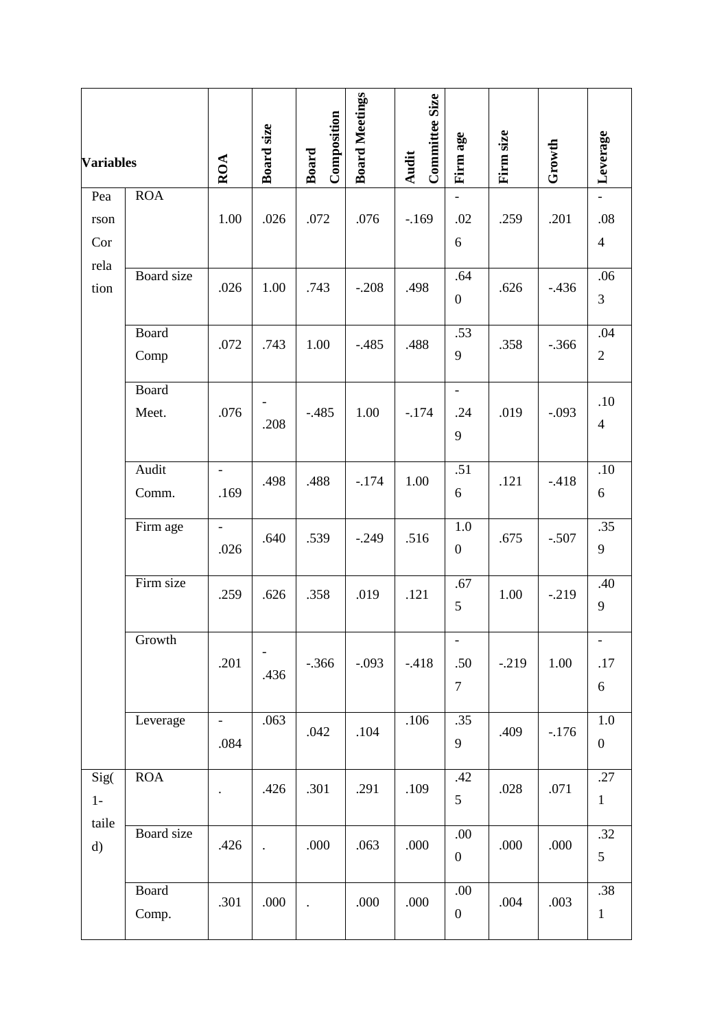| Variables | | ROA | Board size | Board Composition | Board Meetings | Audit Committee Size | Firm age | Firm size | Growth | Leverage |
|---|---|---|---|---|---|---|---|---|---|---|
| Pearson Correlation | ROA | 1.00 | .026 | .072 | .076 | -.169 | -.026 | .259 | .201 | -.084 |
| | Board size | .026 | 1.00 | .743 | -.208 | .498 | .640 | .626 | -.436 | .063 |
| | Board Comp | .072 | .743 | 1.00 | -.485 | .488 | .539 | .358 | -.366 | .042 |
| | Board Meet. | .076 | -.208 | -.485 | 1.00 | -.174 | -.249 | .019 | -.093 | .104 |
| | Audit Comm. | -.169 | .498 | .488 | -.174 | 1.00 | .516 | .121 | -.418 | .106 |
| | Firm age | -.026 | .640 | .539 | -.249 | .516 | 1.00 | .675 | -.507 | .359 |
| | Firm size | .259 | .626 | .358 | .019 | .121 | .675 | 1.00 | -.219 | .409 |
| | Growth | .201 | -.436 | -.366 | -.093 | -.418 | -.507 | -.219 | 1.00 | -.176 |
| | Leverage | -.084 | .063 | .042 | .104 | .106 | .359 | .409 | -.176 | 1.00 |
| Sig(1-tailed) | ROA | . | .426 | .301 | .291 | .109 | .425 | .028 | .071 | .271 |
| | Board size | .426 | . | .000 | .063 | .000 | .000 | .000 | .000 | .325 |
| | Board Comp. | .301 | .000 | . | .000 | .000 | .000 | .004 | .003 | .381 |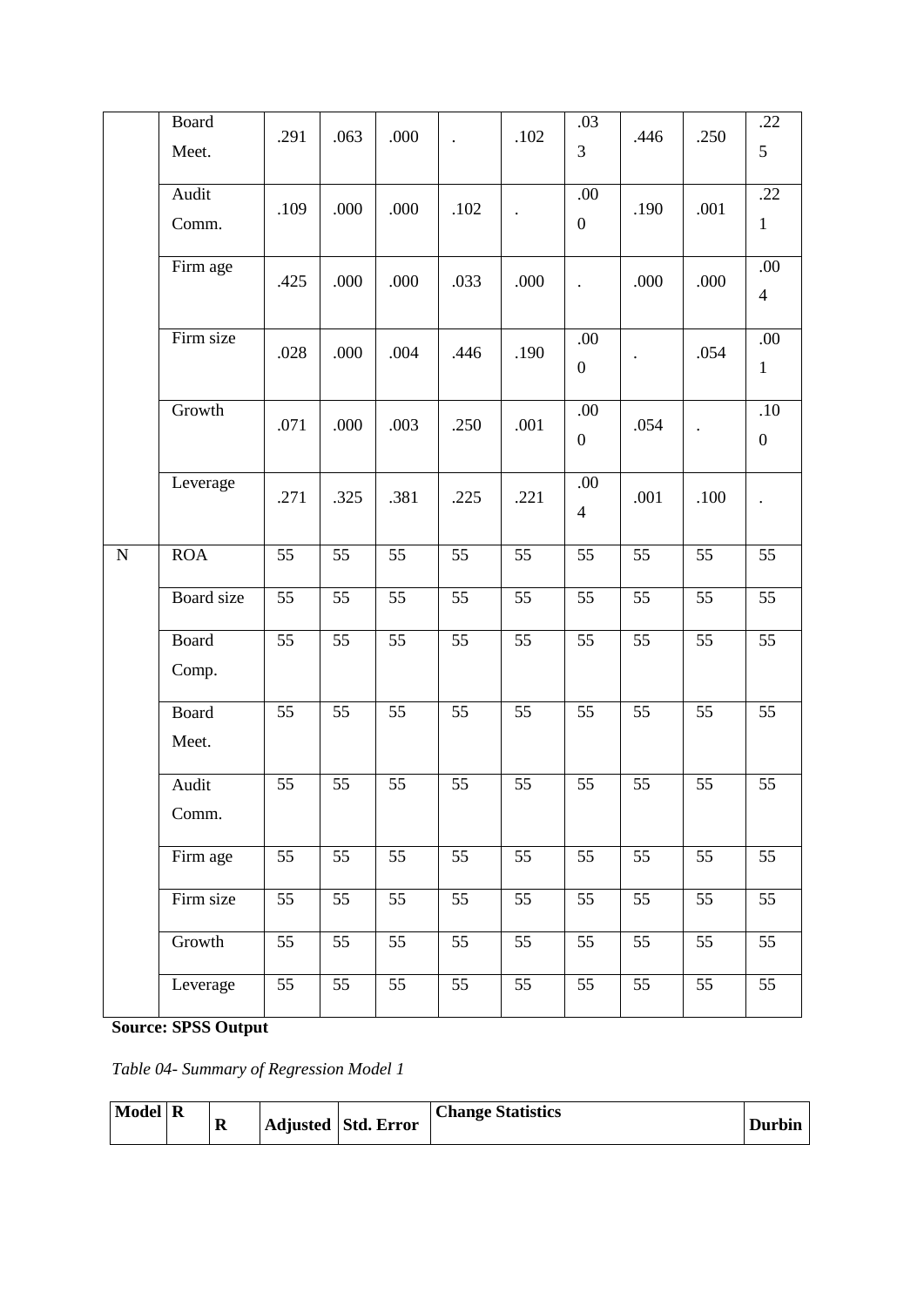| | Board Meet. | .291 | .063 | .000 | . | .102 | .033 | .446 | .250 | .225 |
|---|---|---|---|---|---|---|---|---|---|---|
| | Audit Comm. | .109 | .000 | .000 | .102 | . | .000 | .190 | .001 | .221 |
| | Firm age | .425 | .000 | .000 | .033 | .000 | . | .000 | .000 | .004 |
| | Firm size | .028 | .000 | .004 | .446 | .190 | .000 | . | .054 | .001 |
| | Growth | .071 | .000 | .003 | .250 | .001 | .000 | .054 | . | .100 |
| | Leverage | .271 | .325 | .381 | .225 | .221 | .004 | .001 | .100 | . |
| N | ROA | 55 | 55 | 55 | 55 | 55 | 55 | 55 | 55 | 55 |
| | Board size | 55 | 55 | 55 | 55 | 55 | 55 | 55 | 55 | 55 |
| | Board Comp. | 55 | 55 | 55 | 55 | 55 | 55 | 55 | 55 | 55 |
| | Board Meet. | 55 | 55 | 55 | 55 | 55 | 55 | 55 | 55 | 55 |
| | Audit Comm. | 55 | 55 | 55 | 55 | 55 | 55 | 55 | 55 | 55 |
| | Firm age | 55 | 55 | 55 | 55 | 55 | 55 | 55 | 55 | 55 |
| | Firm size | 55 | 55 | 55 | 55 | 55 | 55 | 55 | 55 | 55 |
| | Growth | 55 | 55 | 55 | 55 | 55 | 55 | 55 | 55 | 55 |
| | Leverage | 55 | 55 | 55 | 55 | 55 | 55 | 55 | 55 | 55 |

**Source: SPSS Output**

*Table 04- Summary of Regression Model 1*

| Model | R | R | Adjusted | Std. Error | Change Statistics | Durbin |
|---|---|---|---|---|---|---|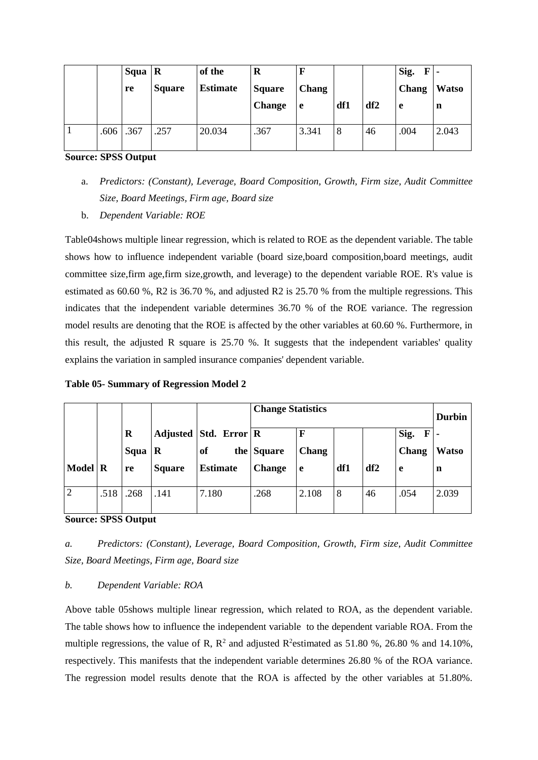| | | Squa re | R Square | of the Estimate | R Square Change | F Chang e | df1 | df2 | Sig. F Chang e | - Watso n |
|---|---|---|---|---|---|---|---|---|---|---|
| 1 | .606 | .367 | .257 | 20.034 | .367 | 3.341 | 8 | 46 | .004 | 2.043 |

**Source: SPSS Output**

a. *Predictors: (Constant), Leverage, Board Composition, Growth, Firm size, Audit Committee Size, Board Meetings, Firm age, Board size*

b. *Dependent Variable: ROE*

Table04shows multiple linear regression, which is related to ROE as the dependent variable. The table shows how to influence independent variable (board size,board composition,board meetings, audit committee size,firm age,firm size,growth, and leverage) to the dependent variable ROE. R's value is estimated as 60.60 %, R2 is 36.70 %, and adjusted R2 is 25.70 % from the multiple regressions. This indicates that the independent variable determines 36.70 % of the ROE variance. The regression model results are denoting that the ROE is affected by the other variables at 60.60 %. Furthermore, in this result, the adjusted R square is 25.70 %. It suggests that the independent variables' quality explains the variation in sampled insurance companies' dependent variable.

**Table 05- Summary of Regression Model 2**

| | | | | | Change Statistics | | | | | Durbin |
|---|---|---|---|---|---|---|---|---|---|---|
| Model | R | R Squa re | Adjusted R Square | Std. Error of the Estimate | R Square Change | F Chang e | df1 | df2 | Sig. F Chang e | - Watso n |
| 2 | .518 | .268 | .141 | 7.180 | .268 | 2.108 | 8 | 46 | .054 | 2.039 |

**Source: SPSS Output**

*a. Predictors: (Constant), Leverage, Board Composition, Growth, Firm size, Audit Committee Size, Board Meetings, Firm age, Board size*

*b. Dependent Variable: ROA*

Above table 05shows multiple linear regression, which related to ROA, as the dependent variable. The table shows how to influence the independent variable to the dependent variable ROA. From the multiple regressions, the value of R, $R^2$ and adjusted $R^2$estimated as 51.80 %, 26.80 % and 14.10%, respectively. This manifests that the independent variable determines 26.80 % of the ROA variance. The regression model results denote that the ROA is affected by the other variables at 51.80%.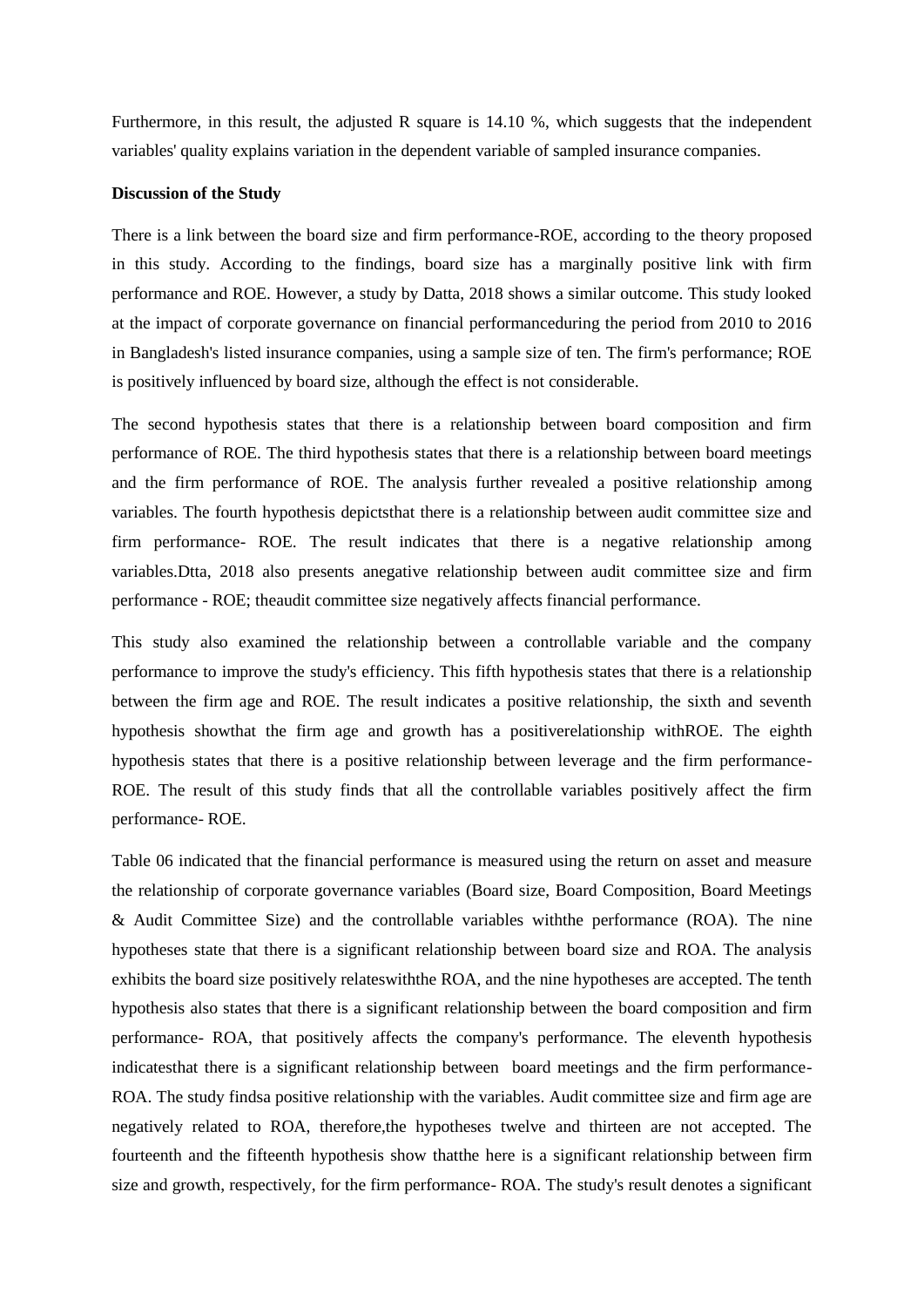Furthermore, in this result, the adjusted R square is 14.10 %, which suggests that the independent variables' quality explains variation in the dependent variable of sampled insurance companies.

**Discussion of the Study**

There is a link between the board size and firm performance-ROE, according to the theory proposed in this study. According to the findings, board size has a marginally positive link with firm performance and ROE. However, a study by Datta, 2018 shows a similar outcome. This study looked at the impact of corporate governance on financial performanceduring the period from 2010 to 2016 in Bangladesh's listed insurance companies, using a sample size of ten. The firm's performance; ROE is positively influenced by board size, although the effect is not considerable.

The second hypothesis states that there is a relationship between board composition and firm performance of ROE. The third hypothesis states that there is a relationship between board meetings and the firm performance of ROE. The analysis further revealed a positive relationship among variables. The fourth hypothesis depictsthat there is a relationship between audit committee size and firm performance- ROE. The result indicates that there is a negative relationship among variables.Dtta, 2018 also presents anegative relationship between audit committee size and firm performance - ROE; theaudit committee size negatively affects financial performance.

This study also examined the relationship between a controllable variable and the company performance to improve the study's efficiency. This fifth hypothesis states that there is a relationship between the firm age and ROE. The result indicates a positive relationship, the sixth and seventh hypothesis showthat the firm age and growth has a positiverelationship withROE. The eighth hypothesis states that there is a positive relationship between leverage and the firm performance-ROE. The result of this study finds that all the controllable variables positively affect the firm performance- ROE.

Table 06 indicated that the financial performance is measured using the return on asset and measure the relationship of corporate governance variables (Board size, Board Composition, Board Meetings & Audit Committee Size) and the controllable variables withthe performance (ROA). The nine hypotheses state that there is a significant relationship between board size and ROA. The analysis exhibits the board size positively relateswiththe ROA, and the nine hypotheses are accepted. The tenth hypothesis also states that there is a significant relationship between the board composition and firm performance- ROA, that positively affects the company's performance. The eleventh hypothesis indicatesthat there is a significant relationship between board meetings and the firm performance-ROA. The study findsa positive relationship with the variables. Audit committee size and firm age are negatively related to ROA, therefore,the hypotheses twelve and thirteen are not accepted. The fourteenth and the fifteenth hypothesis show thatthe here is a significant relationship between firm size and growth, respectively, for the firm performance- ROA. The study's result denotes a significant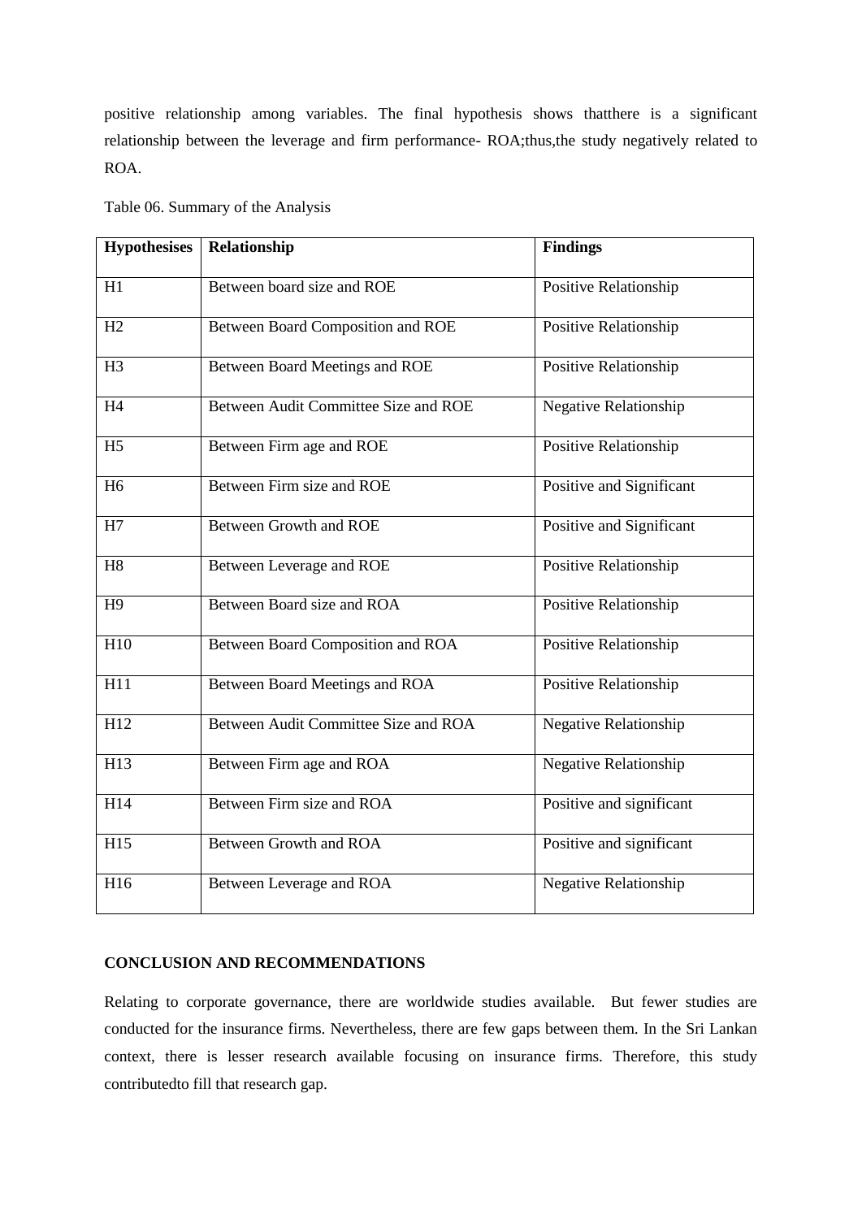positive relationship among variables. The final hypothesis shows thatthere is a significant relationship between the leverage and firm performance- ROA;thus,the study negatively related to ROA.

Table 06. Summary of the Analysis

| Hypothesises | Relationship | Findings |
|---|---|---|
| H1 | Between board size and ROE | Positive Relationship |
| H2 | Between Board Composition and ROE | Positive Relationship |
| H3 | Between Board Meetings and ROE | Positive Relationship |
| H4 | Between Audit Committee Size and ROE | Negative Relationship |
| H5 | Between Firm age and ROE | Positive Relationship |
| H6 | Between Firm size and ROE | Positive and Significant |
| H7 | Between Growth and ROE | Positive and Significant |
| H8 | Between Leverage and ROE | Positive Relationship |
| H9 | Between Board size and ROA | Positive Relationship |
| H10 | Between Board Composition and ROA | Positive Relationship |
| H11 | Between Board Meetings and ROA | Positive Relationship |
| H12 | Between Audit Committee Size and ROA | Negative Relationship |
| H13 | Between Firm age and ROA | Negative Relationship |
| H14 | Between Firm size and ROA | Positive and significant |
| H15 | Between Growth and ROA | Positive and significant |
| H16 | Between Leverage and ROA | Negative Relationship |

## CONCLUSION AND RECOMMENDATIONS

Relating to corporate governance, there are worldwide studies available. But fewer studies are conducted for the insurance firms. Nevertheless, there are few gaps between them. In the Sri Lankan context, there is lesser research available focusing on insurance firms. Therefore, this study contributedto fill that research gap.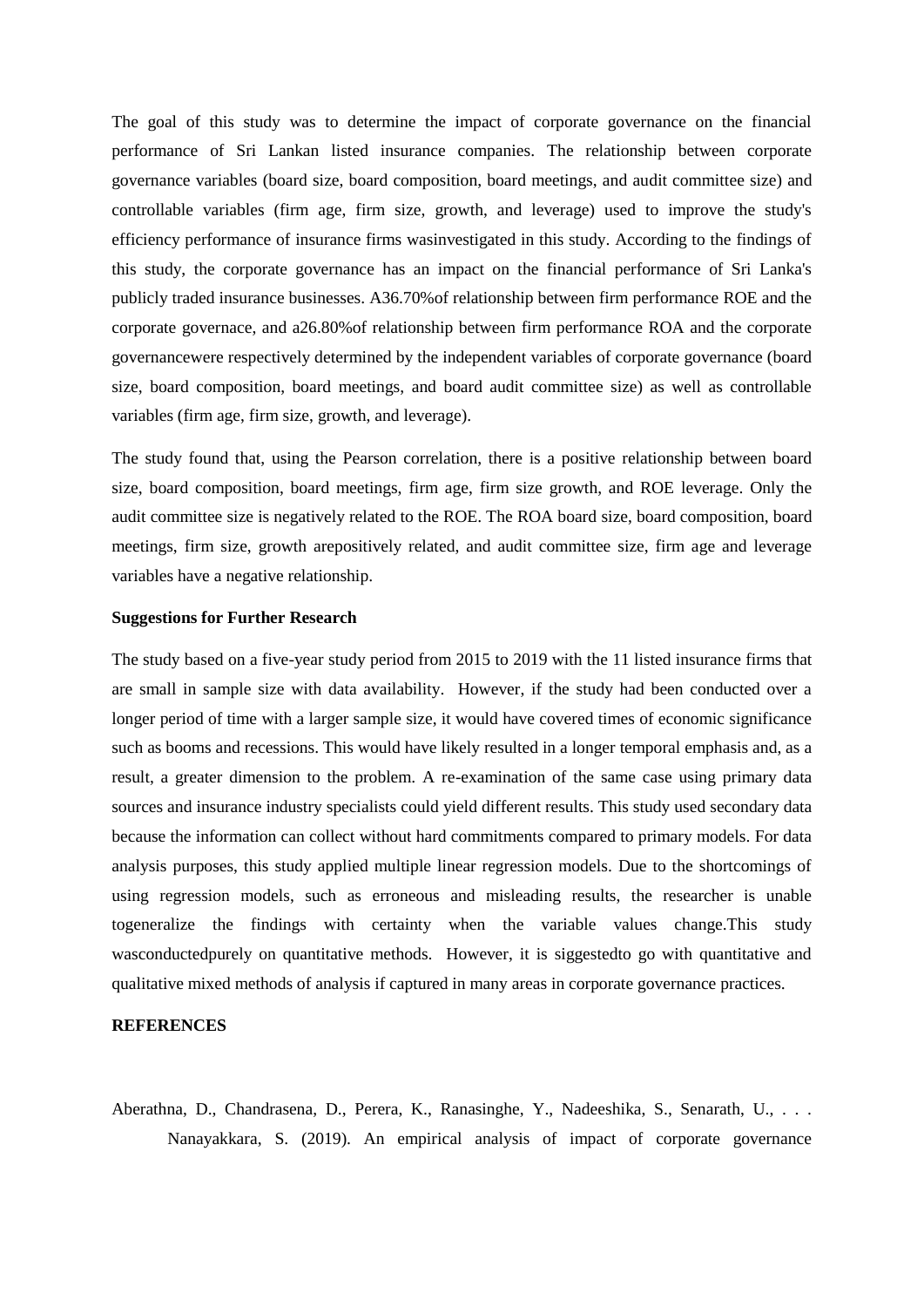The goal of this study was to determine the impact of corporate governance on the financial performance of Sri Lankan listed insurance companies. The relationship between corporate governance variables (board size, board composition, board meetings, and audit committee size) and controllable variables (firm age, firm size, growth, and leverage) used to improve the study's efficiency performance of insurance firms wasinvestigated in this study. According to the findings of this study, the corporate governance has an impact on the financial performance of Sri Lanka's publicly traded insurance businesses. A36.70%of relationship between firm performance ROE and the corporate governace, and a26.80%of relationship between firm performance ROA and the corporate governancewere respectively determined by the independent variables of corporate governance (board size, board composition, board meetings, and board audit committee size) as well as controllable variables (firm age, firm size, growth, and leverage).

The study found that, using the Pearson correlation, there is a positive relationship between board size, board composition, board meetings, firm age, firm size growth, and ROE leverage. Only the audit committee size is negatively related to the ROE. The ROA board size, board composition, board meetings, firm size, growth arepositively related, and audit committee size, firm age and leverage variables have a negative relationship.

**Suggestions for Further Research**

The study based on a five-year study period from 2015 to 2019 with the 11 listed insurance firms that are small in sample size with data availability. However, if the study had been conducted over a longer period of time with a larger sample size, it would have covered times of economic significance such as booms and recessions. This would have likely resulted in a longer temporal emphasis and, as a result, a greater dimension to the problem. A re-examination of the same case using primary data sources and insurance industry specialists could yield different results. This study used secondary data because the information can collect without hard commitments compared to primary models. For data analysis purposes, this study applied multiple linear regression models. Due to the shortcomings of using regression models, such as erroneous and misleading results, the researcher is unable togeneralize the findings with certainty when the variable values change.This study wasconductedpurely on quantitative methods. However, it is siggestedto go with quantitative and qualitative mixed methods of analysis if captured in many areas in corporate governance practices.

**REFERENCES**

Aberathna, D., Chandrasena, D., Perera, K., Ranasinghe, Y., Nadeeshika, S., Senarath, U., . . . Nanayakkara, S. (2019). An empirical analysis of impact of corporate governance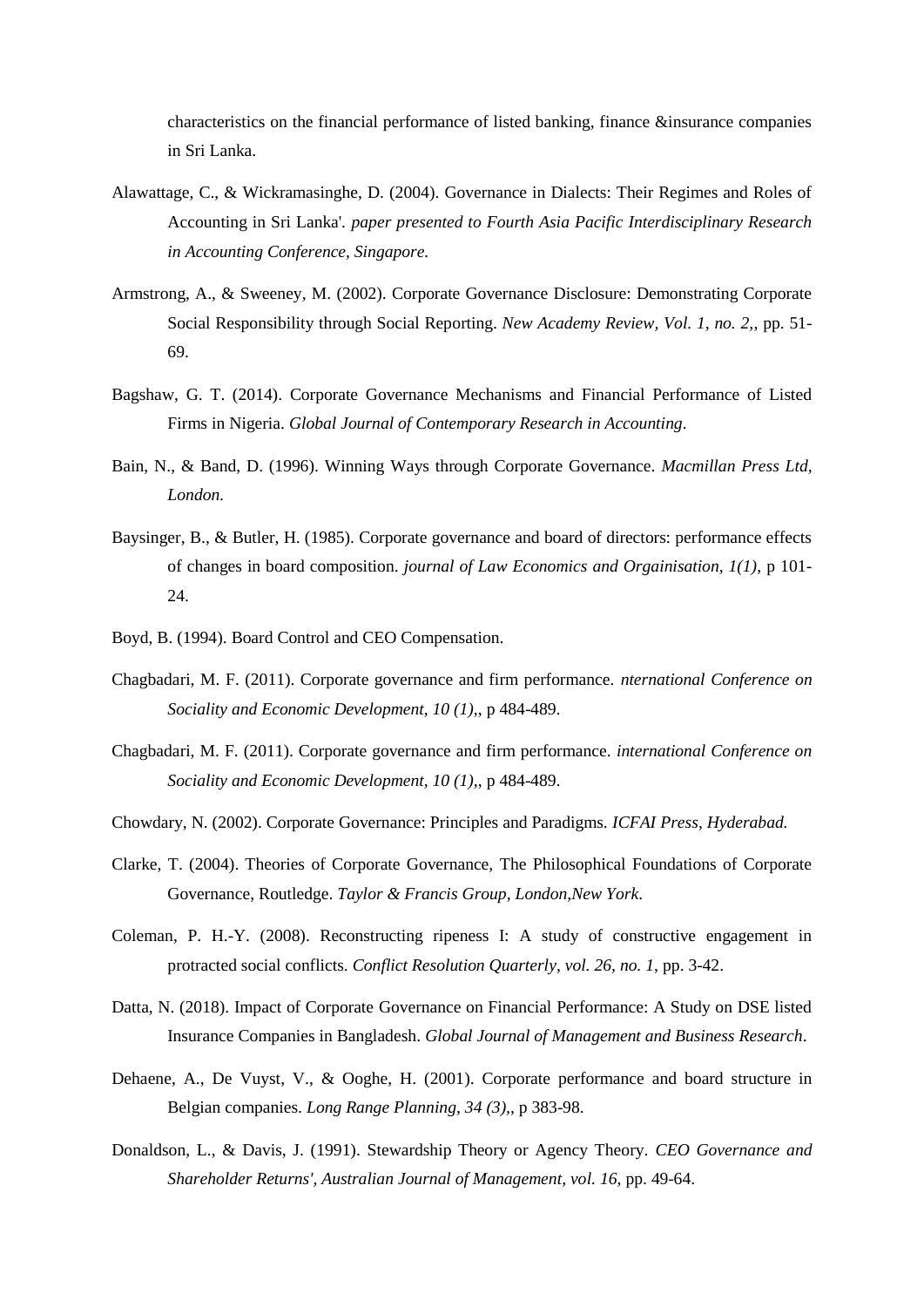characteristics on the financial performance of listed banking, finance &insurance companies in Sri Lanka.

Alawattage, C., & Wickramasinghe, D. (2004). Governance in Dialects: Their Regimes and Roles of Accounting in Sri Lanka'. *paper presented to Fourth Asia Pacific Interdisciplinary Research in Accounting Conference, Singapore.*

Armstrong, A., & Sweeney, M. (2002). Corporate Governance Disclosure: Demonstrating Corporate Social Responsibility through Social Reporting. *New Academy Review, Vol. 1, no. 2,*, pp. 51-69.

Bagshaw, G. T. (2014). Corporate Governance Mechanisms and Financial Performance of Listed Firms in Nigeria. *Global Journal of Contemporary Research in Accounting*.

Bain, N., & Band, D. (1996). Winning Ways through Corporate Governance. *Macmillan Press Ltd, London.*

Baysinger, B., & Butler, H. (1985). Corporate governance and board of directors: performance effects of changes in board composition. *journal of Law Economics and Orgainisation, 1(1)*, p 101-24.

Boyd, B. (1994). Board Control and CEO Compensation.

Chagbadari, M. F. (2011). Corporate governance and firm performance. *nternational Conference on Sociality and Economic Development, 10 (1),*, p 484-489.

Chagbadari, M. F. (2011). Corporate governance and firm performance. *international Conference on Sociality and Economic Development, 10 (1),*, p 484-489.

Chowdary, N. (2002). Corporate Governance: Principles and Paradigms. *ICFAI Press, Hyderabad.*

Clarke, T. (2004). Theories of Corporate Governance, The Philosophical Foundations of Corporate Governance, Routledge. *Taylor & Francis Group, London,New York*.

Coleman, P. H.-Y. (2008). Reconstructing ripeness I: A study of constructive engagement in protracted social conflicts. *Conflict Resolution Quarterly, vol. 26, no. 1*, pp. 3-42.

Datta, N. (2018). Impact of Corporate Governance on Financial Performance: A Study on DSE listed Insurance Companies in Bangladesh. *Global Journal of Management and Business Research*.

Dehaene, A., De Vuyst, V., & Ooghe, H. (2001). Corporate performance and board structure in Belgian companies. *Long Range Planning, 34 (3),*, p 383-98.

Donaldson, L., & Davis, J. (1991). Stewardship Theory or Agency Theory. *CEO Governance and Shareholder Returns', Australian Journal of Management, vol. 16*, pp. 49-64.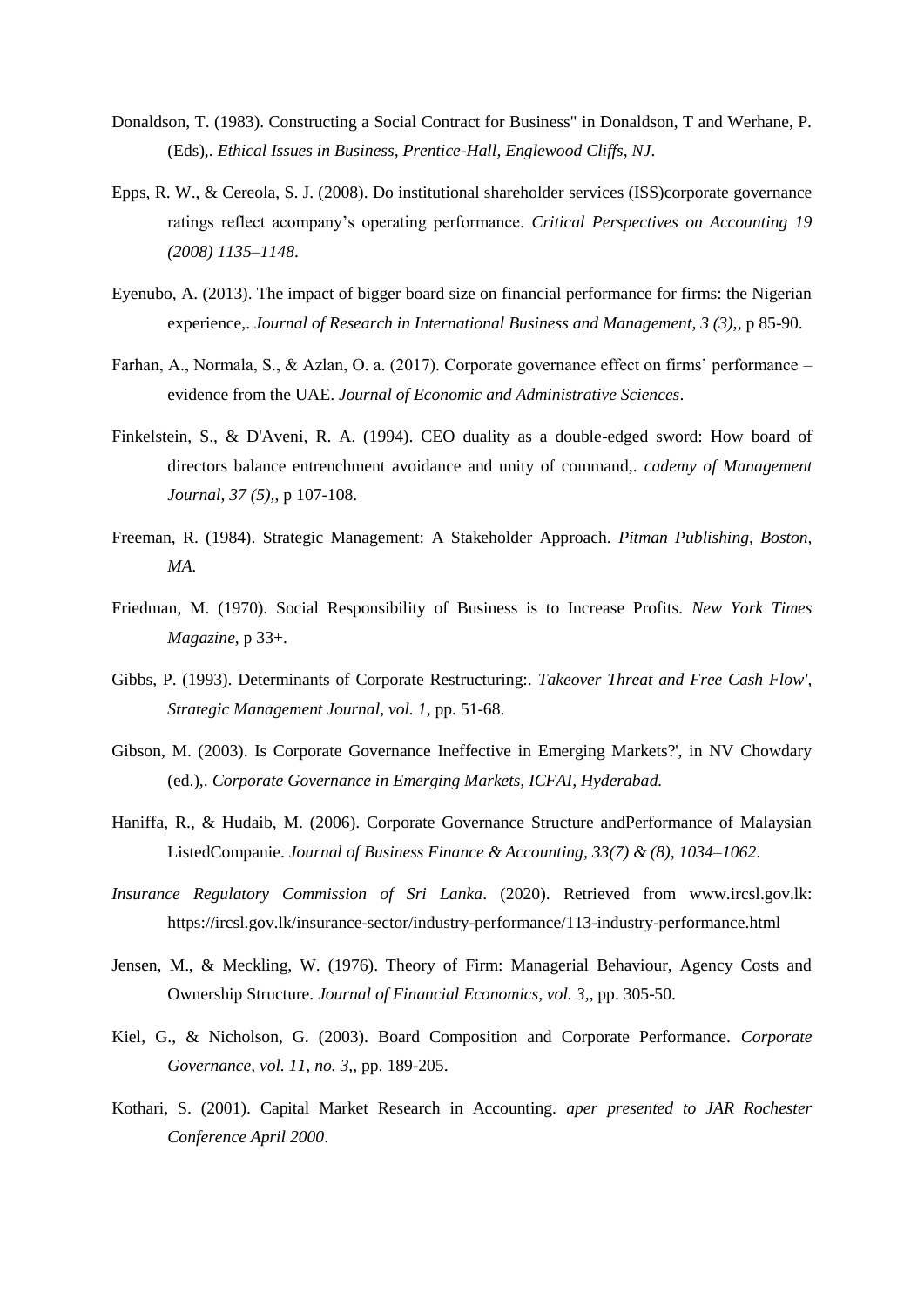Donaldson, T. (1983). Constructing a Social Contract for Business" in Donaldson, T and Werhane, P. (Eds),. *Ethical Issues in Business, Prentice-Hall, Englewood Cliffs, NJ*.

Epps, R. W., & Cereola, S. J. (2008). Do institutional shareholder services (ISS)corporate governance ratings reflect acompany's operating performance. *Critical Perspectives on Accounting 19 (2008) 1135–1148*.

Eyenubo, A. (2013). The impact of bigger board size on financial performance for firms: the Nigerian experience,. *Journal of Research in International Business and Management, 3 (3),*, p 85-90.

Farhan, A., Normala, S., & Azlan, O. a. (2017). Corporate governance effect on firms' performance – evidence from the UAE. *Journal of Economic and Administrative Sciences*.

Finkelstein, S., & D'Aveni, R. A. (1994). CEO duality as a double-edged sword: How board of directors balance entrenchment avoidance and unity of command,. *cademy of Management Journal, 37 (5),*, p 107-108.

Freeman, R. (1984). Strategic Management: A Stakeholder Approach. *Pitman Publishing, Boston, MA.*

Friedman, M. (1970). Social Responsibility of Business is to Increase Profits. *New York Times Magazine*, p 33+.

Gibbs, P. (1993). Determinants of Corporate Restructuring:. *Takeover Threat and Free Cash Flow', Strategic Management Journal, vol. 1*, pp. 51-68.

Gibson, M. (2003). Is Corporate Governance Ineffective in Emerging Markets?', in NV Chowdary (ed.),. *Corporate Governance in Emerging Markets, ICFAI, Hyderabad.*

Haniffa, R., & Hudaib, M. (2006). Corporate Governance Structure andPerformance of Malaysian ListedCompanie. *Journal of Business Finance & Accounting, 33(7) & (8), 1034–1062*.

*Insurance Regulatory Commission of Sri Lanka*. (2020). Retrieved from www.ircsl.gov.lk: https://ircsl.gov.lk/insurance-sector/industry-performance/113-industry-performance.html

Jensen, M., & Meckling, W. (1976). Theory of Firm: Managerial Behaviour, Agency Costs and Ownership Structure. *Journal of Financial Economics, vol. 3*,, pp. 305-50.

Kiel, G., & Nicholson, G. (2003). Board Composition and Corporate Performance. *Corporate Governance, vol. 11, no. 3*,, pp. 189-205.

Kothari, S. (2001). Capital Market Research in Accounting. *aper presented to JAR Rochester Conference April 2000*.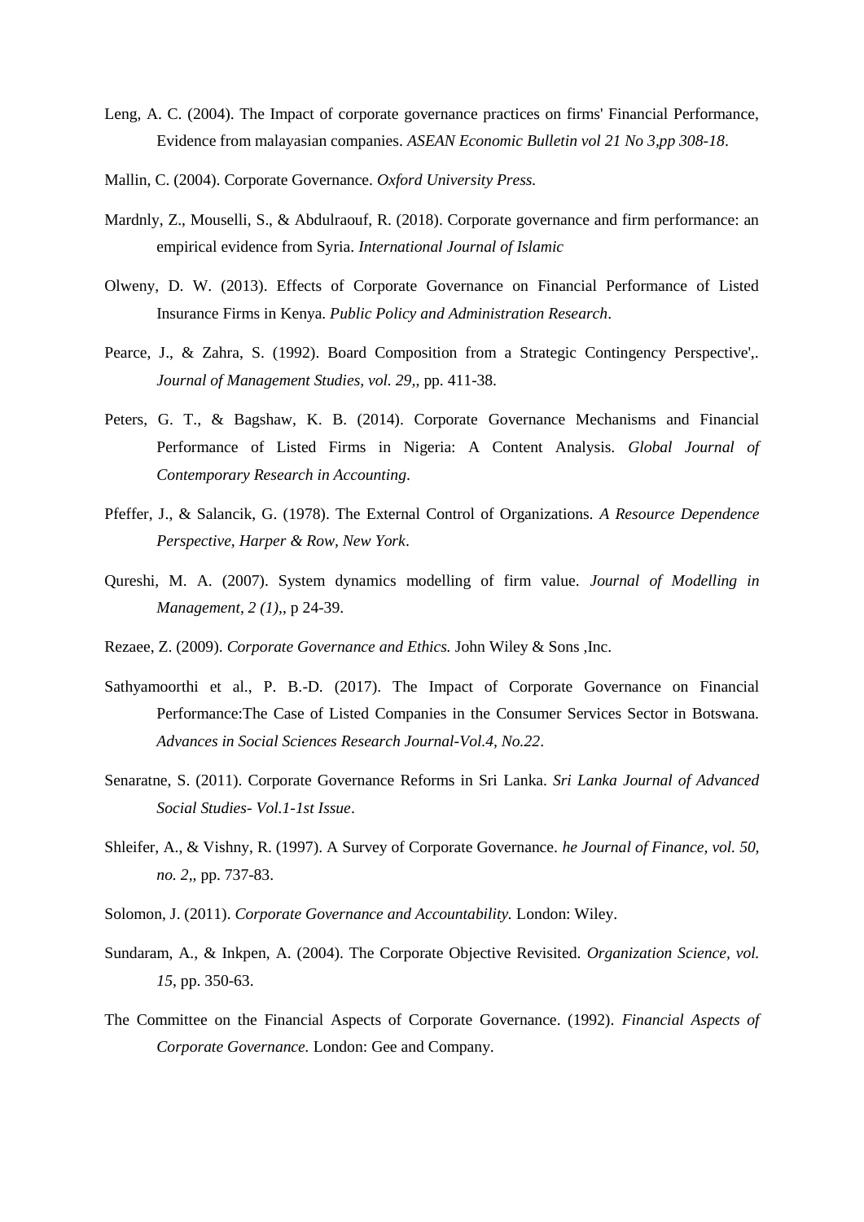Leng, A. C. (2004). The Impact of corporate governance practices on firms' Financial Performance, Evidence from malayasian companies. *ASEAN Economic Bulletin vol 21 No 3,pp 308-18*.

Mallin, C. (2004). Corporate Governance. *Oxford University Press.*

Mardnly, Z., Mouselli, S., & Abdulraouf, R. (2018). Corporate governance and firm performance: an empirical evidence from Syria. *International Journal of Islamic*

Olweny, D. W. (2013). Effects of Corporate Governance on Financial Performance of Listed Insurance Firms in Kenya. *Public Policy and Administration Research*.

Pearce, J., & Zahra, S. (1992). Board Composition from a Strategic Contingency Perspective',. *Journal of Management Studies, vol. 29,*, pp. 411-38.

Peters, G. T., & Bagshaw, K. B. (2014). Corporate Governance Mechanisms and Financial Performance of Listed Firms in Nigeria: A Content Analysis. *Global Journal of Contemporary Research in Accounting*.

Pfeffer, J., & Salancik, G. (1978). The External Control of Organizations. *A Resource Dependence Perspective, Harper & Row, New York*.

Qureshi, M. A. (2007). System dynamics modelling of firm value. *Journal of Modelling in Management, 2 (1),*, p 24-39.

Rezaee, Z. (2009). *Corporate Governance and Ethics.* John Wiley & Sons ,Inc.

Sathyamoorthi et al., P. B.-D. (2017). The Impact of Corporate Governance on Financial Performance:The Case of Listed Companies in the Consumer Services Sector in Botswana. *Advances in Social Sciences Research Journal-Vol.4, No.22*.

Senaratne, S. (2011). Corporate Governance Reforms in Sri Lanka. *Sri Lanka Journal of Advanced Social Studies- Vol.1-1st Issue*.

Shleifer, A., & Vishny, R. (1997). A Survey of Corporate Governance. *he Journal of Finance, vol. 50, no. 2,*, pp. 737-83.

Solomon, J. (2011). *Corporate Governance and Accountability.* London: Wiley.

Sundaram, A., & Inkpen, A. (2004). The Corporate Objective Revisited. *Organization Science, vol. 15*, pp. 350-63.

The Committee on the Financial Aspects of Corporate Governance. (1992). *Financial Aspects of Corporate Governance.* London: Gee and Company.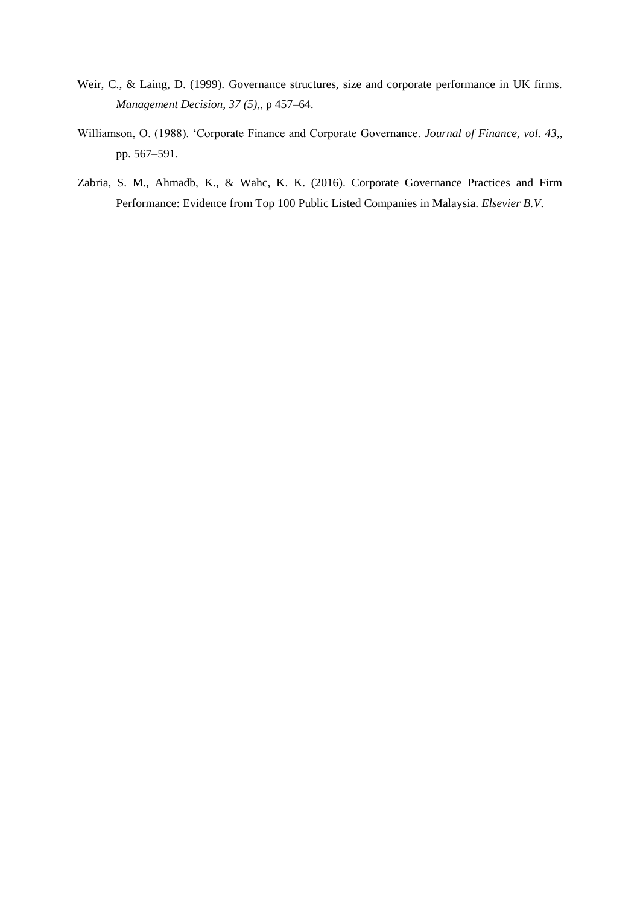Weir, C., & Laing, D. (1999). Governance structures, size and corporate performance in UK firms. *Management Decision, 37 (5),*, p 457–64.

Williamson, O. (1988). 'Corporate Finance and Corporate Governance. *Journal of Finance, vol. 43,*, pp. 567–591.

Zabria, S. M., Ahmadb, K., & Wahc, K. K. (2016). Corporate Governance Practices and Firm Performance: Evidence from Top 100 Public Listed Companies in Malaysia. *Elsevier B.V.*